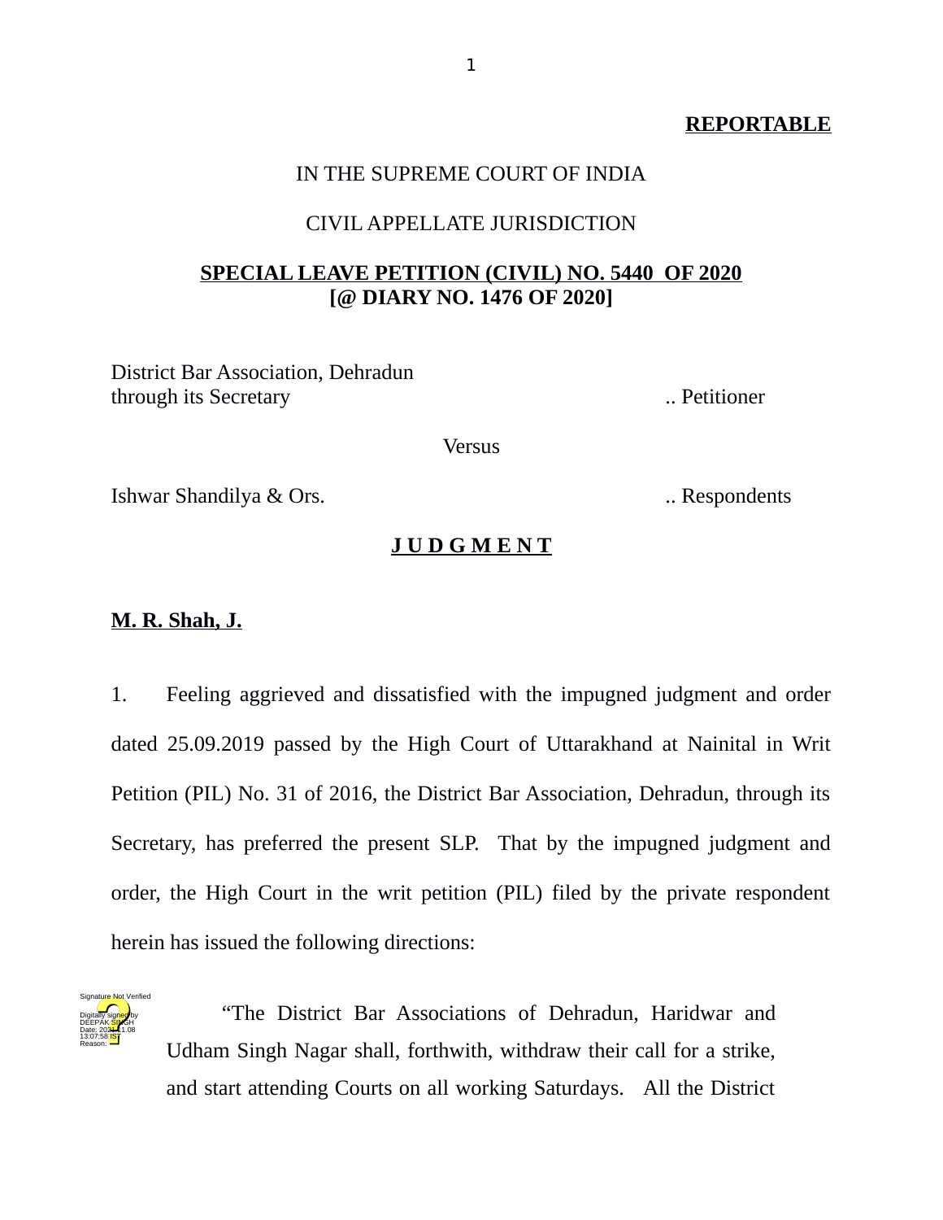**REPORTABLE**

IN THE SUPREME COURT OF INDIA

CIVIL APPELLATE JURISDICTION

**SPECIAL LEAVE PETITION (CIVIL) NO. 5440 OF 2020**
**[@ DIARY NO. 1476 OF 2020]**

District Bar Association, Dehradun
through its Secretary .. Petitioner

Versus

Ishwar Shandilya & Ors. .. Respondents

**J U D G M E N T**

**M. R. Shah, J.**

1. Feeling aggrieved and dissatisfied with the impugned judgment and order dated 25.09.2019 passed by the High Court of Uttarakhand at Nainital in Writ Petition (PIL) No. 31 of 2016, the District Bar Association, Dehradun, through its Secretary, has preferred the present SLP. That by the impugned judgment and order, the High Court in the writ petition (PIL) filed by the private respondent herein has issued the following directions:

> "The District Bar Associations of Dehradun, Haridwar and Udham Singh Nagar shall, forthwith, withdraw their call for a strike, and start attending Courts on all working Saturdays. All the District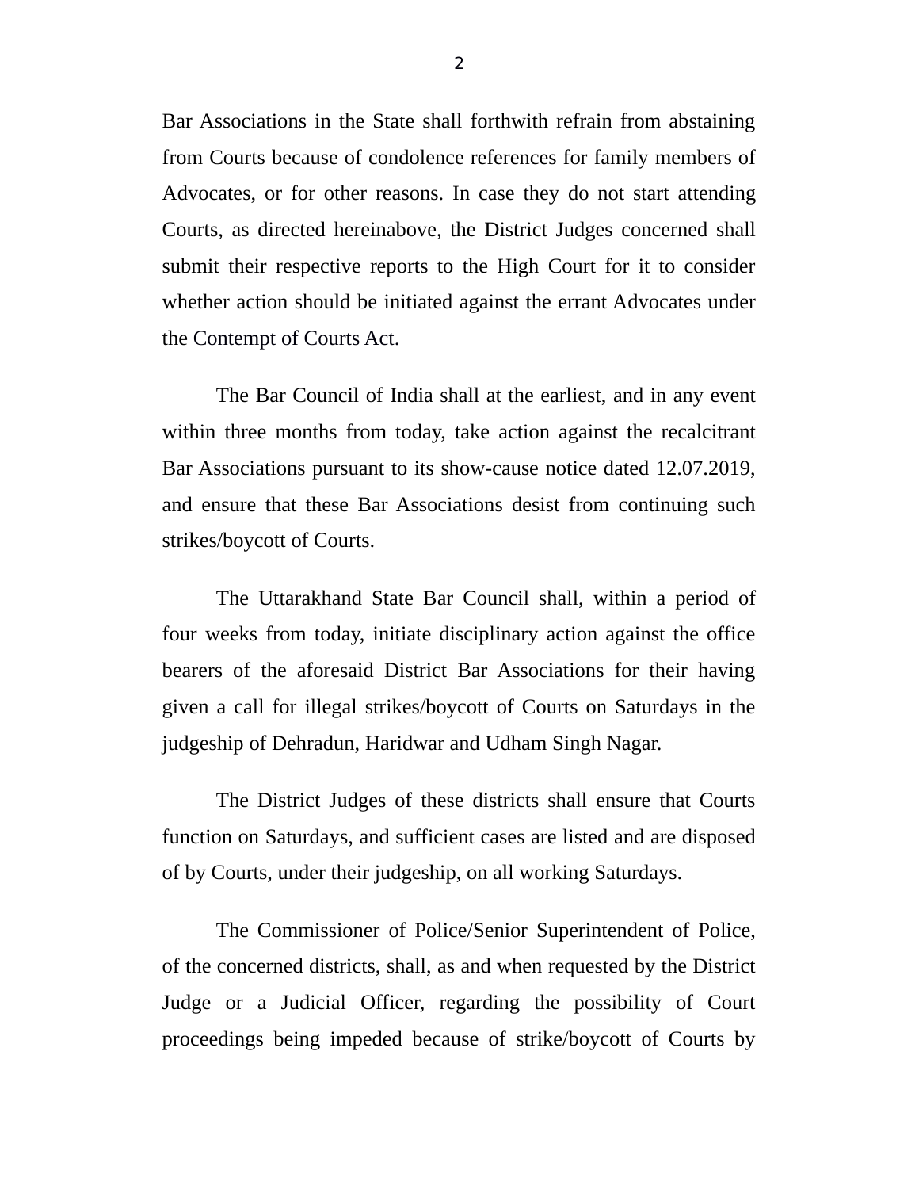Bar Associations in the State shall forthwith refrain from abstaining from Courts because of condolence references for family members of Advocates, or for other reasons. In case they do not start attending Courts, as directed hereinabove, the District Judges concerned shall submit their respective reports to the High Court for it to consider whether action should be initiated against the errant Advocates under the Contempt of Courts Act.

The Bar Council of India shall at the earliest, and in any event within three months from today, take action against the recalcitrant Bar Associations pursuant to its show-cause notice dated 12.07.2019, and ensure that these Bar Associations desist from continuing such strikes/boycott of Courts.

The Uttarakhand State Bar Council shall, within a period of four weeks from today, initiate disciplinary action against the office bearers of the aforesaid District Bar Associations for their having given a call for illegal strikes/boycott of Courts on Saturdays in the judgeship of Dehradun, Haridwar and Udham Singh Nagar.

The District Judges of these districts shall ensure that Courts function on Saturdays, and sufficient cases are listed and are disposed of by Courts, under their judgeship, on all working Saturdays.

The Commissioner of Police/Senior Superintendent of Police, of the concerned districts, shall, as and when requested by the District Judge or a Judicial Officer, regarding the possibility of Court proceedings being impeded because of strike/boycott of Courts by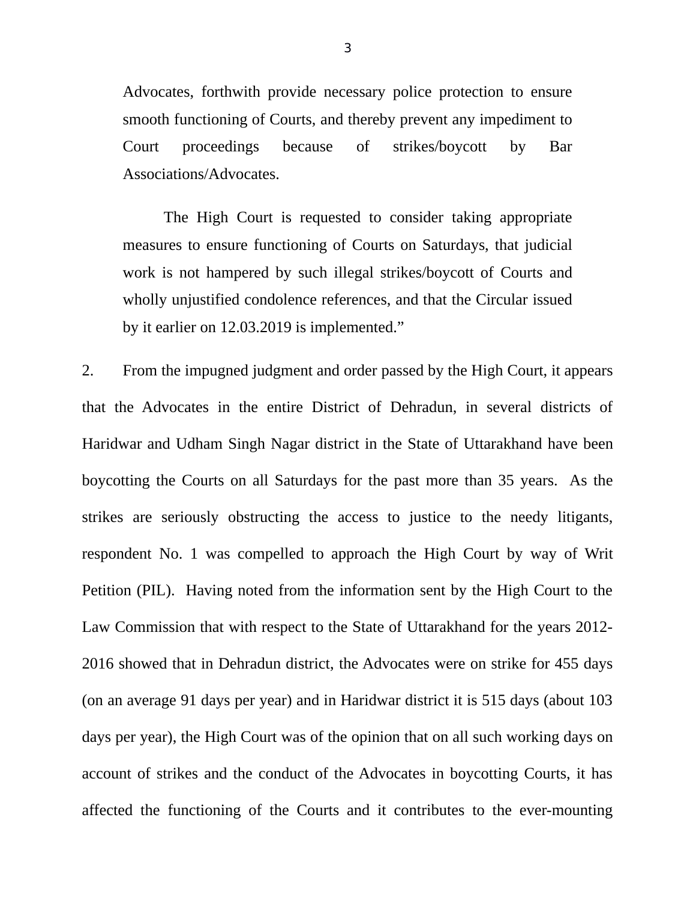> Advocates, forthwith provide necessary police protection to ensure smooth functioning of Courts, and thereby prevent any impediment to Court proceedings because of strikes/boycott by Bar Associations/Advocates.
>
> The High Court is requested to consider taking appropriate measures to ensure functioning of Courts on Saturdays, that judicial work is not hampered by such illegal strikes/boycott of Courts and wholly unjustified condolence references, and that the Circular issued by it earlier on 12.03.2019 is implemented."

2. From the impugned judgment and order passed by the High Court, it appears that the Advocates in the entire District of Dehradun, in several districts of Haridwar and Udham Singh Nagar district in the State of Uttarakhand have been boycotting the Courts on all Saturdays for the past more than 35 years. As the strikes are seriously obstructing the access to justice to the needy litigants, respondent No. 1 was compelled to approach the High Court by way of Writ Petition (PIL). Having noted from the information sent by the High Court to the Law Commission that with respect to the State of Uttarakhand for the years 2012-2016 showed that in Dehradun district, the Advocates were on strike for 455 days (on an average 91 days per year) and in Haridwar district it is 515 days (about 103 days per year), the High Court was of the opinion that on all such working days on account of strikes and the conduct of the Advocates in boycotting Courts, it has affected the functioning of the Courts and it contributes to the ever-mounting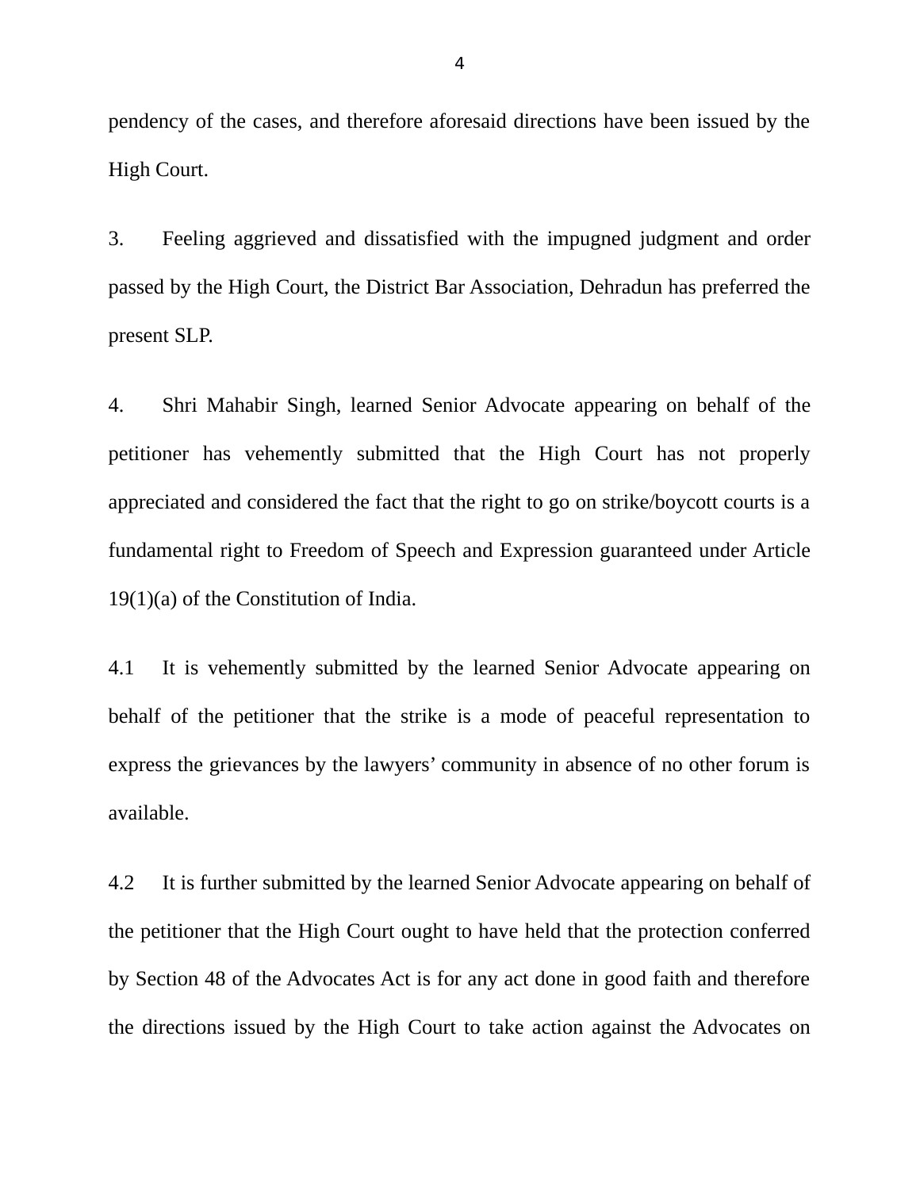pendency of the cases, and therefore aforesaid directions have been issued by the High Court.

3. Feeling aggrieved and dissatisfied with the impugned judgment and order passed by the High Court, the District Bar Association, Dehradun has preferred the present SLP.

4. Shri Mahabir Singh, learned Senior Advocate appearing on behalf of the petitioner has vehemently submitted that the High Court has not properly appreciated and considered the fact that the right to go on strike/boycott courts is a fundamental right to Freedom of Speech and Expression guaranteed under Article 19(1)(a) of the Constitution of India.

4.1 It is vehemently submitted by the learned Senior Advocate appearing on behalf of the petitioner that the strike is a mode of peaceful representation to express the grievances by the lawyers' community in absence of no other forum is available.

4.2 It is further submitted by the learned Senior Advocate appearing on behalf of the petitioner that the High Court ought to have held that the protection conferred by Section 48 of the Advocates Act is for any act done in good faith and therefore the directions issued by the High Court to take action against the Advocates on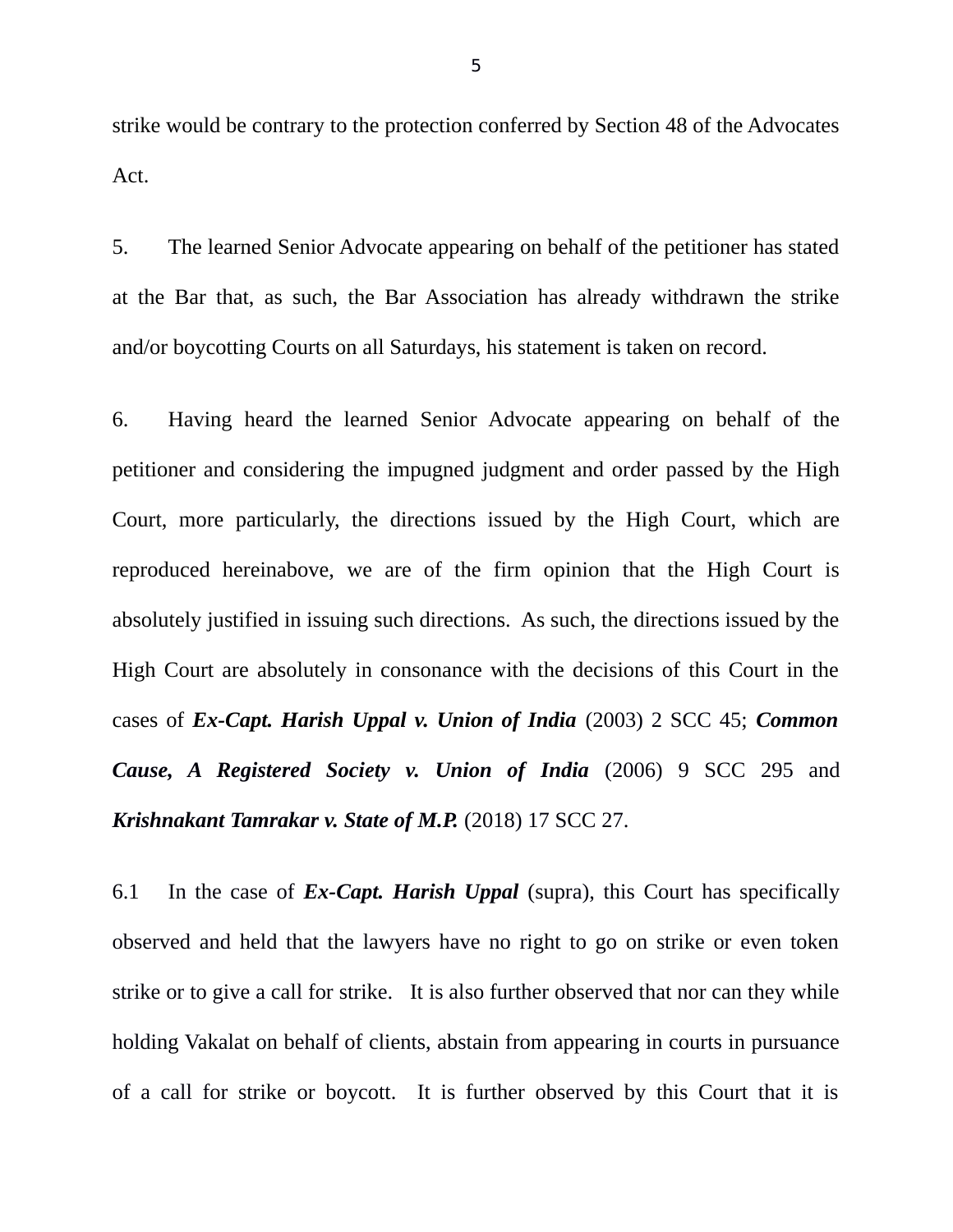strike would be contrary to the protection conferred by Section 48 of the Advocates Act.

5. The learned Senior Advocate appearing on behalf of the petitioner has stated at the Bar that, as such, the Bar Association has already withdrawn the strike and/or boycotting Courts on all Saturdays, his statement is taken on record.

6. Having heard the learned Senior Advocate appearing on behalf of the petitioner and considering the impugned judgment and order passed by the High Court, more particularly, the directions issued by the High Court, which are reproduced hereinabove, we are of the firm opinion that the High Court is absolutely justified in issuing such directions. As such, the directions issued by the High Court are absolutely in consonance with the decisions of this Court in the cases of ***Ex-Capt. Harish Uppal v. Union of India*** (2003) 2 SCC 45; ***Common Cause, A Registered Society v. Union of India*** (2006) 9 SCC 295 and ***Krishnakant Tamrakar v. State of M.P.*** (2018) 17 SCC 27.

6.1 In the case of ***Ex-Capt. Harish Uppal*** (supra), this Court has specifically observed and held that the lawyers have no right to go on strike or even token strike or to give a call for strike. It is also further observed that nor can they while holding Vakalat on behalf of clients, abstain from appearing in courts in pursuance of a call for strike or boycott. It is further observed by this Court that it is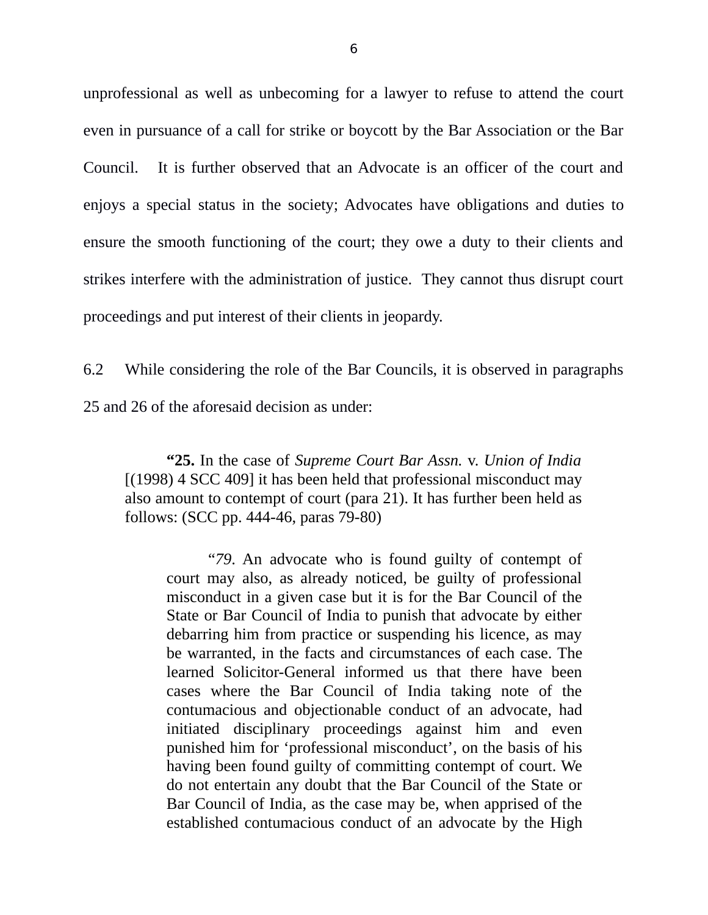unprofessional as well as unbecoming for a lawyer to refuse to attend the court even in pursuance of a call for strike or boycott by the Bar Association or the Bar Council. It is further observed that an Advocate is an officer of the court and enjoys a special status in the society; Advocates have obligations and duties to ensure the smooth functioning of the court; they owe a duty to their clients and strikes interfere with the administration of justice. They cannot thus disrupt court proceedings and put interest of their clients in jeopardy.

6.2 While considering the role of the Bar Councils, it is observed in paragraphs 25 and 26 of the aforesaid decision as under:

> **"25.** In the case of *Supreme Court Bar Assn.* v. *Union of India* [(1998) 4 SCC 409] it has been held that professional misconduct may also amount to contempt of court (para 21). It has further been held as follows: (SCC pp. 444-46, paras 79-80)
>
> > "*79.* An advocate who is found guilty of contempt of court may also, as already noticed, be guilty of professional misconduct in a given case but it is for the Bar Council of the State or Bar Council of India to punish that advocate by either debarring him from practice or suspending his licence, as may be warranted, in the facts and circumstances of each case. The learned Solicitor-General informed us that there have been cases where the Bar Council of India taking note of the contumacious and objectionable conduct of an advocate, had initiated disciplinary proceedings against him and even punished him for 'professional misconduct', on the basis of his having been found guilty of committing contempt of court. We do not entertain any doubt that the Bar Council of the State or Bar Council of India, as the case may be, when apprised of the established contumacious conduct of an advocate by the High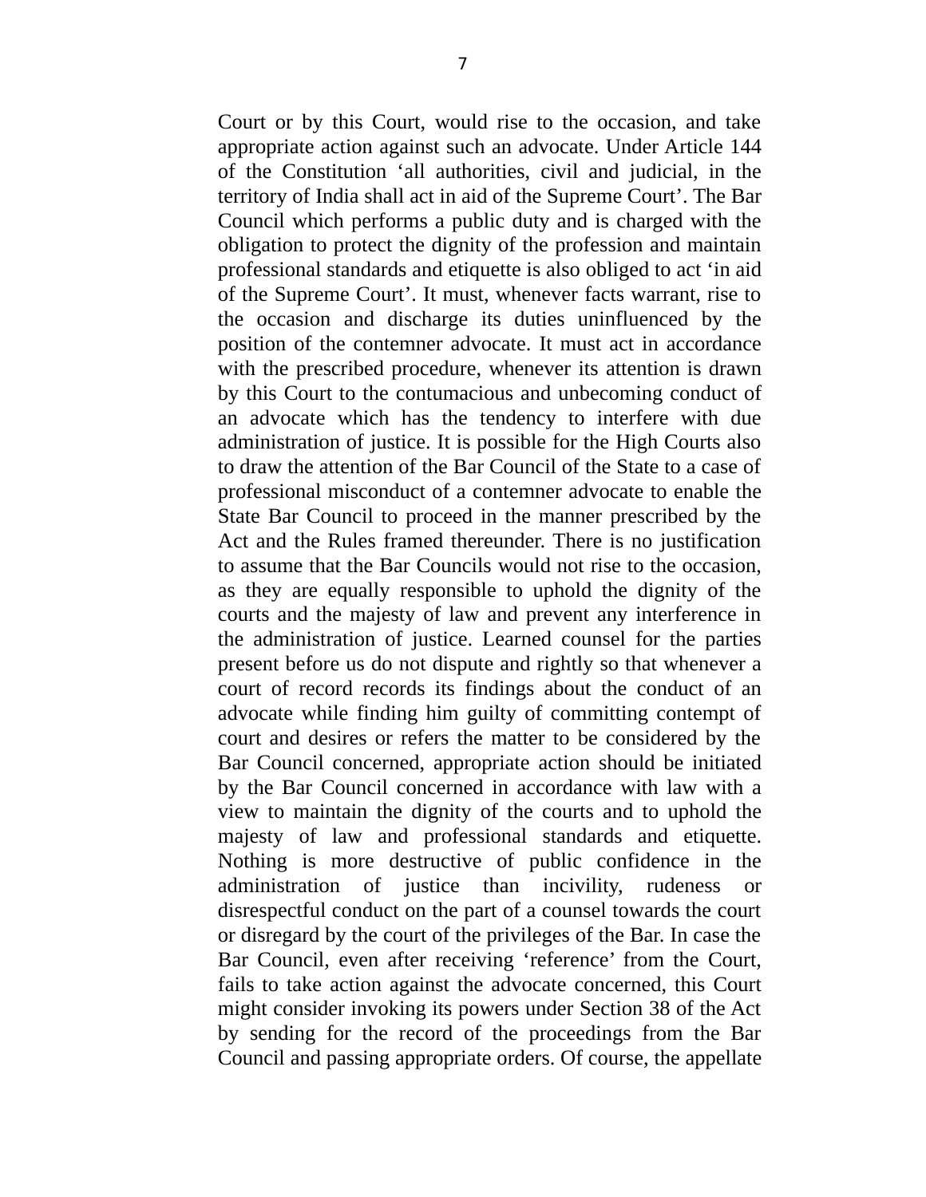Court or by this Court, would rise to the occasion, and take appropriate action against such an advocate. Under Article 144 of the Constitution 'all authorities, civil and judicial, in the territory of India shall act in aid of the Supreme Court'. The Bar Council which performs a public duty and is charged with the obligation to protect the dignity of the profession and maintain professional standards and etiquette is also obliged to act 'in aid of the Supreme Court'. It must, whenever facts warrant, rise to the occasion and discharge its duties uninfluenced by the position of the contemner advocate. It must act in accordance with the prescribed procedure, whenever its attention is drawn by this Court to the contumacious and unbecoming conduct of an advocate which has the tendency to interfere with due administration of justice. It is possible for the High Courts also to draw the attention of the Bar Council of the State to a case of professional misconduct of a contemner advocate to enable the State Bar Council to proceed in the manner prescribed by the Act and the Rules framed thereunder. There is no justification to assume that the Bar Councils would not rise to the occasion, as they are equally responsible to uphold the dignity of the courts and the majesty of law and prevent any interference in the administration of justice. Learned counsel for the parties present before us do not dispute and rightly so that whenever a court of record records its findings about the conduct of an advocate while finding him guilty of committing contempt of court and desires or refers the matter to be considered by the Bar Council concerned, appropriate action should be initiated by the Bar Council concerned in accordance with law with a view to maintain the dignity of the courts and to uphold the majesty of law and professional standards and etiquette. Nothing is more destructive of public confidence in the administration of justice than incivility, rudeness or disrespectful conduct on the part of a counsel towards the court or disregard by the court of the privileges of the Bar. In case the Bar Council, even after receiving 'reference' from the Court, fails to take action against the advocate concerned, this Court might consider invoking its powers under Section 38 of the Act by sending for the record of the proceedings from the Bar Council and passing appropriate orders. Of course, the appellate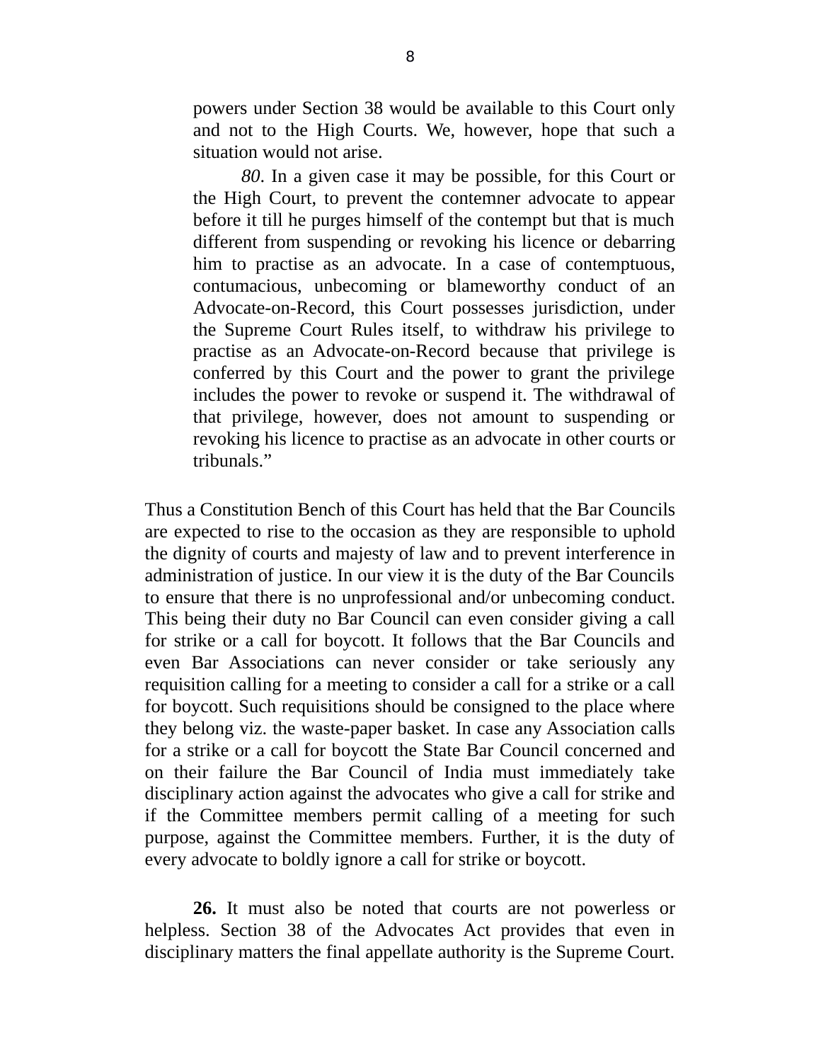> powers under Section 38 would be available to this Court only and not to the High Courts. We, however, hope that such a situation would not arise.
>
> *80*. In a given case it may be possible, for this Court or the High Court, to prevent the contemner advocate to appear before it till he purges himself of the contempt but that is much different from suspending or revoking his licence or debarring him to practise as an advocate. In a case of contemptuous, contumacious, unbecoming or blameworthy conduct of an Advocate-on-Record, this Court possesses jurisdiction, under the Supreme Court Rules itself, to withdraw his privilege to practise as an Advocate-on-Record because that privilege is conferred by this Court and the power to grant the privilege includes the power to revoke or suspend it. The withdrawal of that privilege, however, does not amount to suspending or revoking his licence to practise as an advocate in other courts or tribunals."

Thus a Constitution Bench of this Court has held that the Bar Councils are expected to rise to the occasion as they are responsible to uphold the dignity of courts and majesty of law and to prevent interference in administration of justice. In our view it is the duty of the Bar Councils to ensure that there is no unprofessional and/or unbecoming conduct. This being their duty no Bar Council can even consider giving a call for strike or a call for boycott. It follows that the Bar Councils and even Bar Associations can never consider or take seriously any requisition calling for a meeting to consider a call for a strike or a call for boycott. Such requisitions should be consigned to the place where they belong viz. the waste-paper basket. In case any Association calls for a strike or a call for boycott the State Bar Council concerned and on their failure the Bar Council of India must immediately take disciplinary action against the advocates who give a call for strike and if the Committee members permit calling of a meeting for such purpose, against the Committee members. Further, it is the duty of every advocate to boldly ignore a call for strike or boycott.

**26.** It must also be noted that courts are not powerless or helpless. Section 38 of the Advocates Act provides that even in disciplinary matters the final appellate authority is the Supreme Court.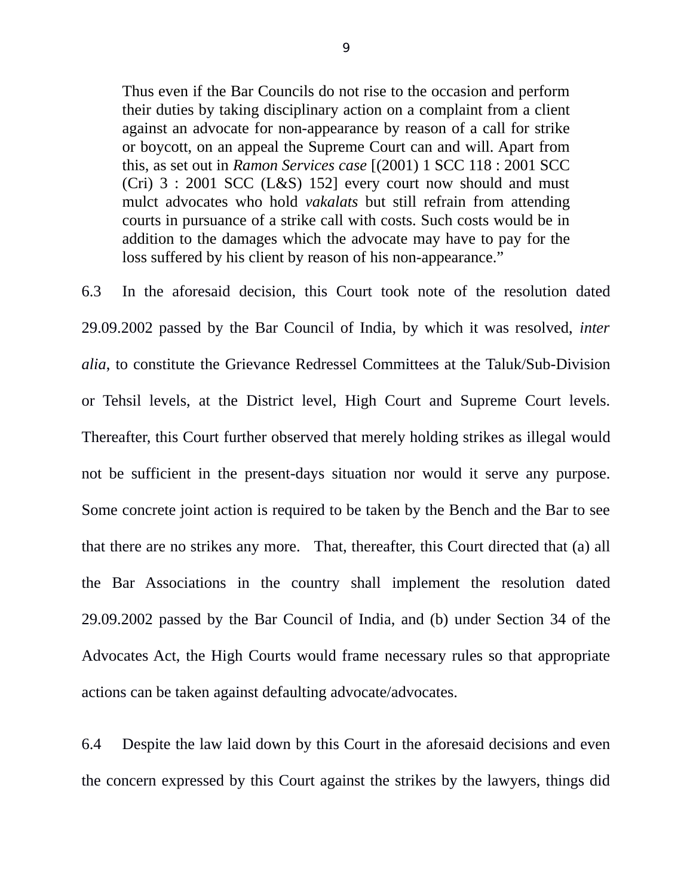> Thus even if the Bar Councils do not rise to the occasion and perform their duties by taking disciplinary action on a complaint from a client against an advocate for non-appearance by reason of a call for strike or boycott, on an appeal the Supreme Court can and will. Apart from this, as set out in *Ramon Services case* [(2001) 1 SCC 118 : 2001 SCC (Cri) 3 : 2001 SCC (L&S) 152] every court now should and must mulct advocates who hold *vakalats* but still refrain from attending courts in pursuance of a strike call with costs. Such costs would be in addition to the damages which the advocate may have to pay for the loss suffered by his client by reason of his non-appearance."

6.3 In the aforesaid decision, this Court took note of the resolution dated 29.09.2002 passed by the Bar Council of India, by which it was resolved, *inter alia*, to constitute the Grievance Redressel Committees at the Taluk/Sub-Division or Tehsil levels, at the District level, High Court and Supreme Court levels. Thereafter, this Court further observed that merely holding strikes as illegal would not be sufficient in the present-days situation nor would it serve any purpose. Some concrete joint action is required to be taken by the Bench and the Bar to see that there are no strikes any more. That, thereafter, this Court directed that (a) all the Bar Associations in the country shall implement the resolution dated 29.09.2002 passed by the Bar Council of India, and (b) under Section 34 of the Advocates Act, the High Courts would frame necessary rules so that appropriate actions can be taken against defaulting advocate/advocates.

6.4 Despite the law laid down by this Court in the aforesaid decisions and even the concern expressed by this Court against the strikes by the lawyers, things did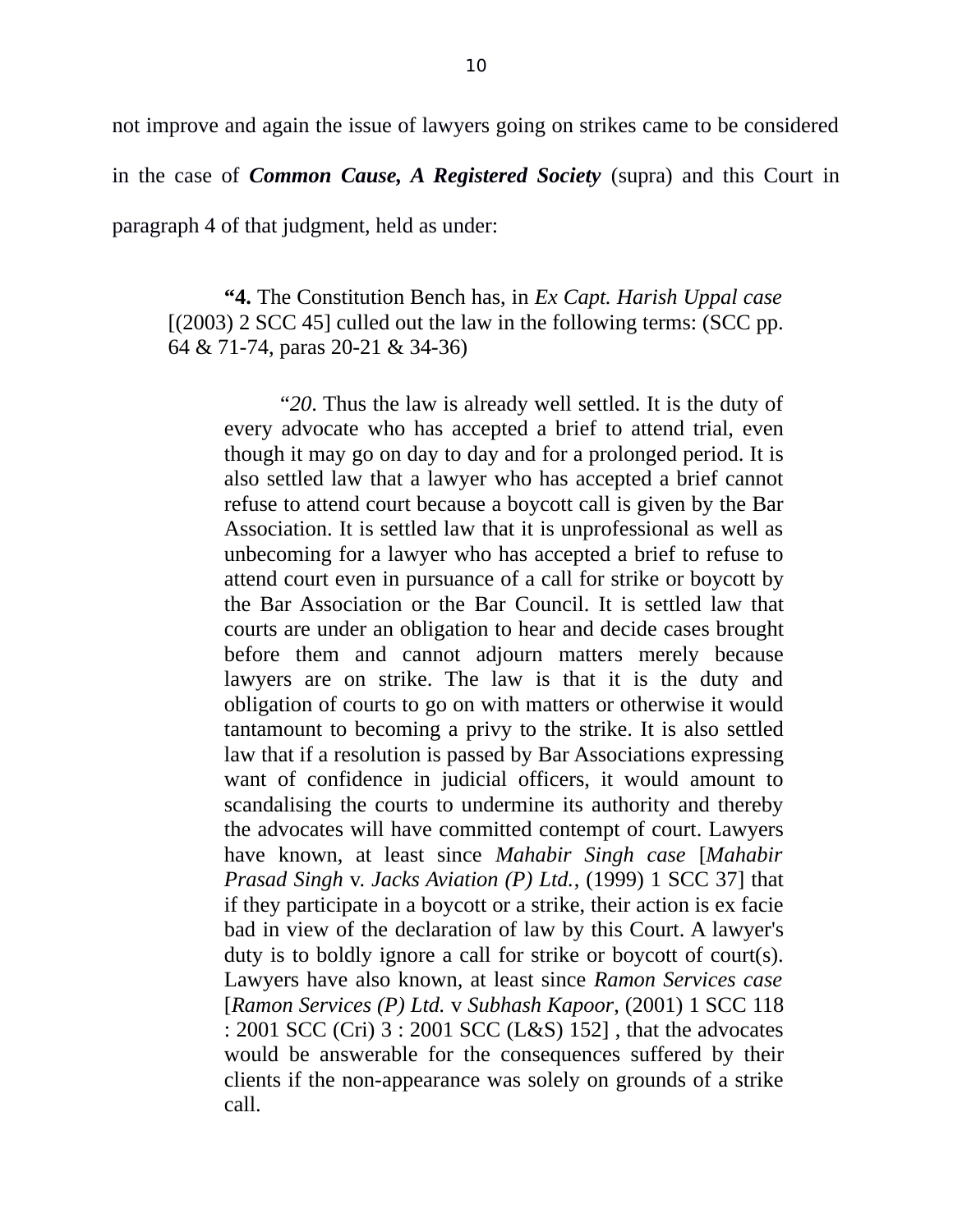not improve and again the issue of lawyers going on strikes came to be considered in the case of ***Common Cause, A Registered Society*** (supra) and this Court in paragraph 4 of that judgment, held as under:

> "**4.** The Constitution Bench has, in *Ex Capt. Harish Uppal case* [(2003) 2 SCC 45] culled out the law in the following terms: (SCC pp. 64 & 71-74, paras 20-21 & 34-36)
>
> > "*20*. Thus the law is already well settled. It is the duty of every advocate who has accepted a brief to attend trial, even though it may go on day to day and for a prolonged period. It is also settled law that a lawyer who has accepted a brief cannot refuse to attend court because a boycott call is given by the Bar Association. It is settled law that it is unprofessional as well as unbecoming for a lawyer who has accepted a brief to refuse to attend court even in pursuance of a call for strike or boycott by the Bar Association or the Bar Council. It is settled law that courts are under an obligation to hear and decide cases brought before them and cannot adjourn matters merely because lawyers are on strike. The law is that it is the duty and obligation of courts to go on with matters or otherwise it would tantamount to becoming a privy to the strike. It is also settled law that if a resolution is passed by Bar Associations expressing want of confidence in judicial officers, it would amount to scandalising the courts to undermine its authority and thereby the advocates will have committed contempt of court. Lawyers have known, at least since *Mahabir Singh case* [*Mahabir Prasad Singh* v. *Jacks Aviation (P) Ltd.*, (1999) 1 SCC 37] that if they participate in a boycott or a strike, their action is ex facie bad in view of the declaration of law by this Court. A lawyer's duty is to boldly ignore a call for strike or boycott of court(s). Lawyers have also known, at least since *Ramon Services case* [*Ramon Services (P) Ltd.* v *Subhash Kapoor*, (2001) 1 SCC 118 : 2001 SCC (Cri) 3 : 2001 SCC (L&S) 152] , that the advocates would be answerable for the consequences suffered by their clients if the non-appearance was solely on grounds of a strike call.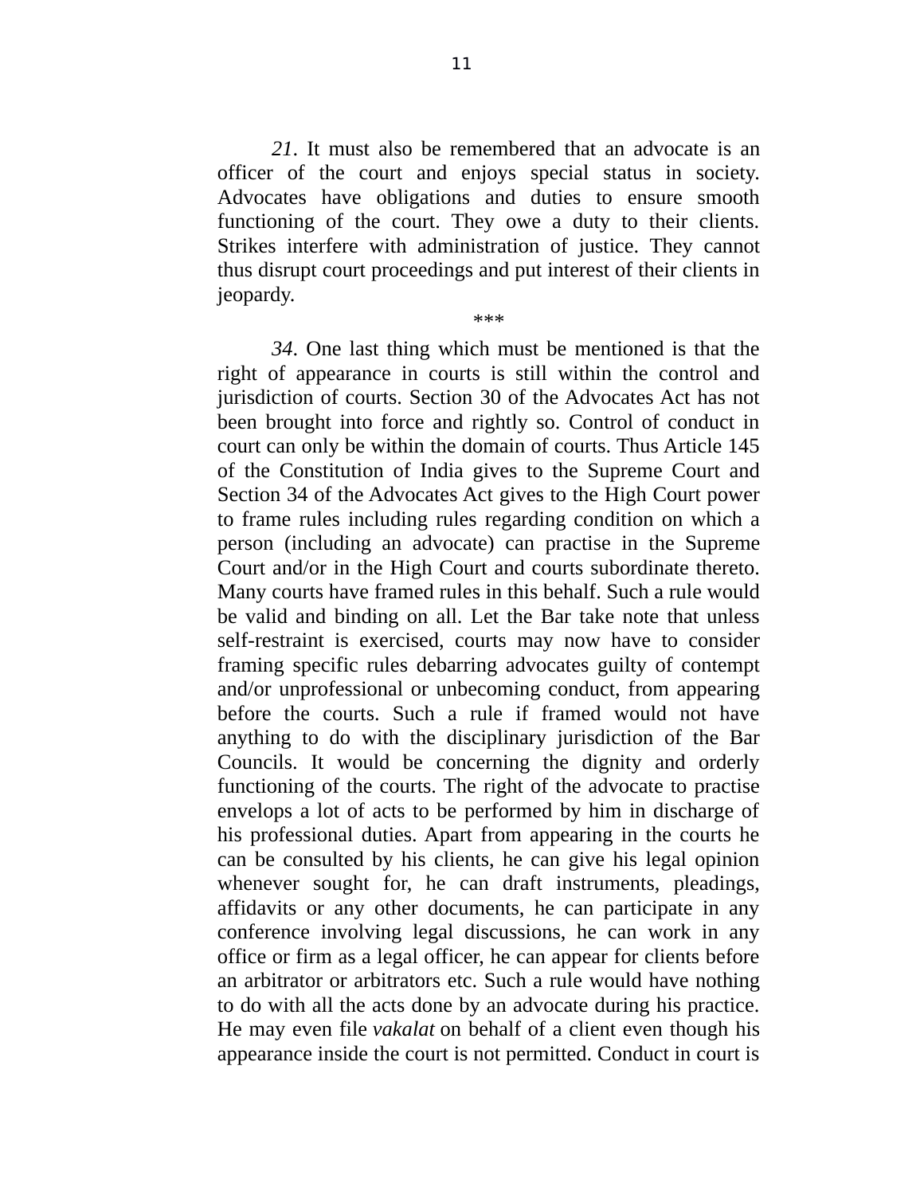*21*. It must also be remembered that an advocate is an officer of the court and enjoys special status in society. Advocates have obligations and duties to ensure smooth functioning of the court. They owe a duty to their clients. Strikes interfere with administration of justice. They cannot thus disrupt court proceedings and put interest of their clients in jeopardy.

***

*34*. One last thing which must be mentioned is that the right of appearance in courts is still within the control and jurisdiction of courts. Section 30 of the Advocates Act has not been brought into force and rightly so. Control of conduct in court can only be within the domain of courts. Thus Article 145 of the Constitution of India gives to the Supreme Court and Section 34 of the Advocates Act gives to the High Court power to frame rules including rules regarding condition on which a person (including an advocate) can practise in the Supreme Court and/or in the High Court and courts subordinate thereto. Many courts have framed rules in this behalf. Such a rule would be valid and binding on all. Let the Bar take note that unless self-restraint is exercised, courts may now have to consider framing specific rules debarring advocates guilty of contempt and/or unprofessional or unbecoming conduct, from appearing before the courts. Such a rule if framed would not have anything to do with the disciplinary jurisdiction of the Bar Councils. It would be concerning the dignity and orderly functioning of the courts. The right of the advocate to practise envelops a lot of acts to be performed by him in discharge of his professional duties. Apart from appearing in the courts he can be consulted by his clients, he can give his legal opinion whenever sought for, he can draft instruments, pleadings, affidavits or any other documents, he can participate in any conference involving legal discussions, he can work in any office or firm as a legal officer, he can appear for clients before an arbitrator or arbitrators etc. Such a rule would have nothing to do with all the acts done by an advocate during his practice. He may even file *vakalat* on behalf of a client even though his appearance inside the court is not permitted. Conduct in court is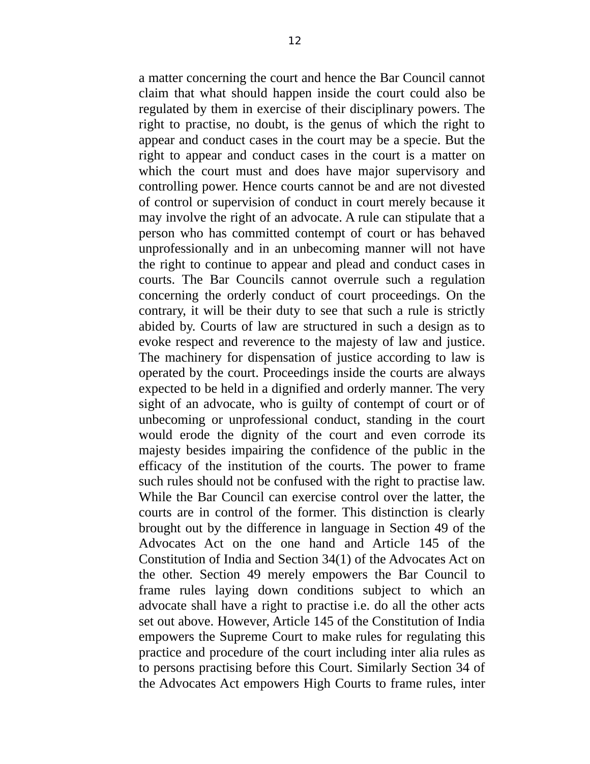a matter concerning the court and hence the Bar Council cannot claim that what should happen inside the court could also be regulated by them in exercise of their disciplinary powers. The right to practise, no doubt, is the genus of which the right to appear and conduct cases in the court may be a specie. But the right to appear and conduct cases in the court is a matter on which the court must and does have major supervisory and controlling power. Hence courts cannot be and are not divested of control or supervision of conduct in court merely because it may involve the right of an advocate. A rule can stipulate that a person who has committed contempt of court or has behaved unprofessionally and in an unbecoming manner will not have the right to continue to appear and plead and conduct cases in courts. The Bar Councils cannot overrule such a regulation concerning the orderly conduct of court proceedings. On the contrary, it will be their duty to see that such a rule is strictly abided by. Courts of law are structured in such a design as to evoke respect and reverence to the majesty of law and justice. The machinery for dispensation of justice according to law is operated by the court. Proceedings inside the courts are always expected to be held in a dignified and orderly manner. The very sight of an advocate, who is guilty of contempt of court or of unbecoming or unprofessional conduct, standing in the court would erode the dignity of the court and even corrode its majesty besides impairing the confidence of the public in the efficacy of the institution of the courts. The power to frame such rules should not be confused with the right to practise law. While the Bar Council can exercise control over the latter, the courts are in control of the former. This distinction is clearly brought out by the difference in language in Section 49 of the Advocates Act on the one hand and Article 145 of the Constitution of India and Section 34(1) of the Advocates Act on the other. Section 49 merely empowers the Bar Council to frame rules laying down conditions subject to which an advocate shall have a right to practise i.e. do all the other acts set out above. However, Article 145 of the Constitution of India empowers the Supreme Court to make rules for regulating this practice and procedure of the court including inter alia rules as to persons practising before this Court. Similarly Section 34 of the Advocates Act empowers High Courts to frame rules, inter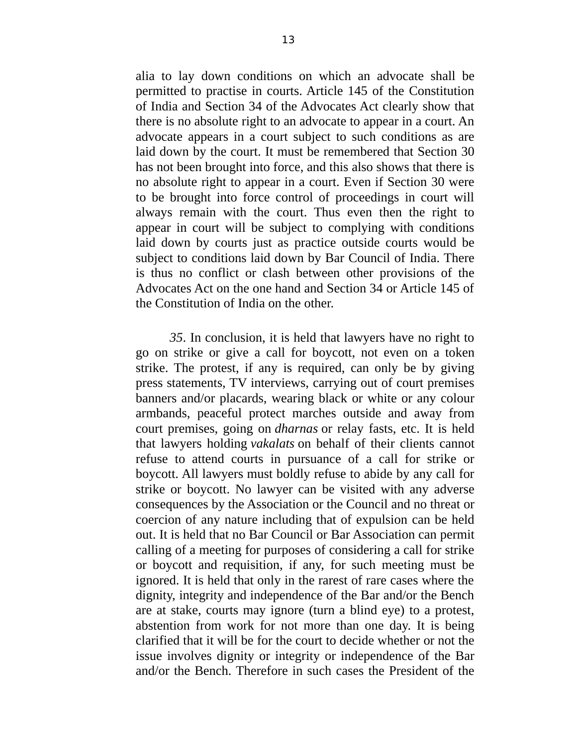alia to lay down conditions on which an advocate shall be permitted to practise in courts. Article 145 of the Constitution of India and Section 34 of the Advocates Act clearly show that there is no absolute right to an advocate to appear in a court. An advocate appears in a court subject to such conditions as are laid down by the court. It must be remembered that Section 30 has not been brought into force, and this also shows that there is no absolute right to appear in a court. Even if Section 30 were to be brought into force control of proceedings in court will always remain with the court. Thus even then the right to appear in court will be subject to complying with conditions laid down by courts just as practice outside courts would be subject to conditions laid down by Bar Council of India. There is thus no conflict or clash between other provisions of the Advocates Act on the one hand and Section 34 or Article 145 of the Constitution of India on the other.

*35*. In conclusion, it is held that lawyers have no right to go on strike or give a call for boycott, not even on a token strike. The protest, if any is required, can only be by giving press statements, TV interviews, carrying out of court premises banners and/or placards, wearing black or white or any colour armbands, peaceful protect marches outside and away from court premises, going on *dharnas* or relay fasts, etc. It is held that lawyers holding *vakalats* on behalf of their clients cannot refuse to attend courts in pursuance of a call for strike or boycott. All lawyers must boldly refuse to abide by any call for strike or boycott. No lawyer can be visited with any adverse consequences by the Association or the Council and no threat or coercion of any nature including that of expulsion can be held out. It is held that no Bar Council or Bar Association can permit calling of a meeting for purposes of considering a call for strike or boycott and requisition, if any, for such meeting must be ignored. It is held that only in the rarest of rare cases where the dignity, integrity and independence of the Bar and/or the Bench are at stake, courts may ignore (turn a blind eye) to a protest, abstention from work for not more than one day. It is being clarified that it will be for the court to decide whether or not the issue involves dignity or integrity or independence of the Bar and/or the Bench. Therefore in such cases the President of the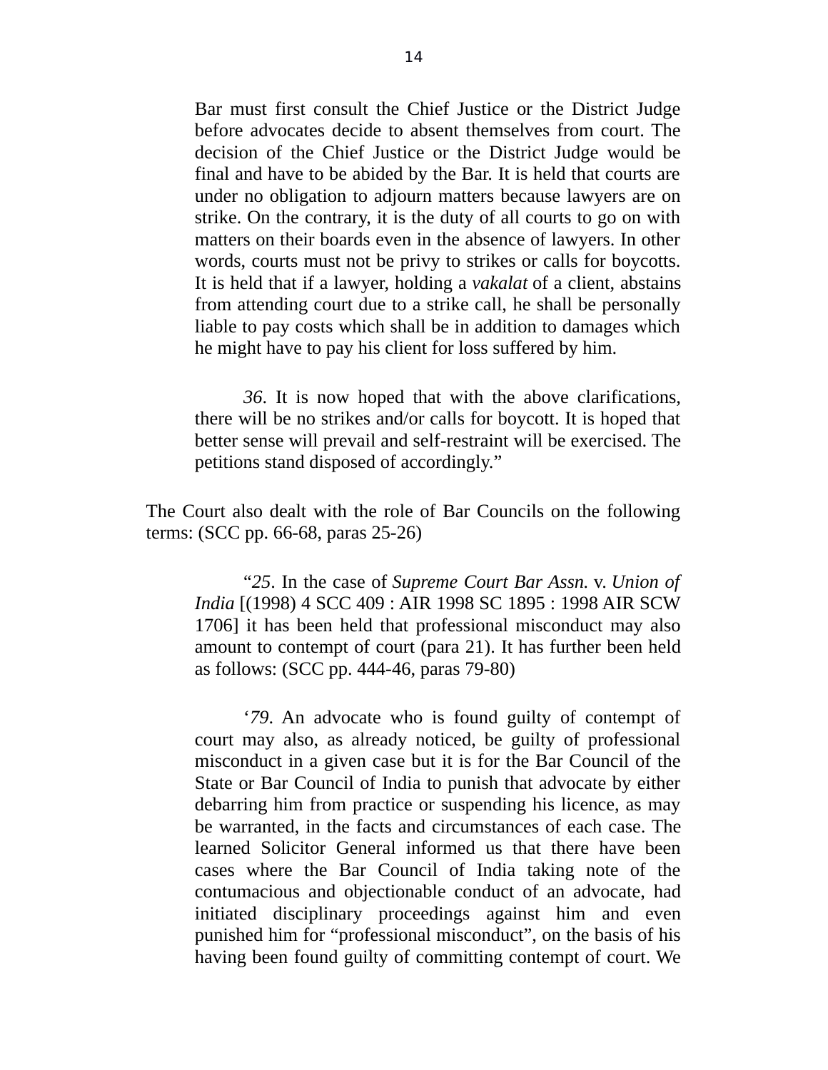> Bar must first consult the Chief Justice or the District Judge before advocates decide to absent themselves from court. The decision of the Chief Justice or the District Judge would be final and have to be abided by the Bar. It is held that courts are under no obligation to adjourn matters because lawyers are on strike. On the contrary, it is the duty of all courts to go on with matters on their boards even in the absence of lawyers. In other words, courts must not be privy to strikes or calls for boycotts. It is held that if a lawyer, holding a *vakalat* of a client, abstains from attending court due to a strike call, he shall be personally liable to pay costs which shall be in addition to damages which he might have to pay his client for loss suffered by him.
>
> *36*. It is now hoped that with the above clarifications, there will be no strikes and/or calls for boycott. It is hoped that better sense will prevail and self-restraint will be exercised. The petitions stand disposed of accordingly."

The Court also dealt with the role of Bar Councils on the following terms: (SCC pp. 66-68, paras 25-26)

> "*25*. In the case of *Supreme Court Bar Assn.* v. *Union of India* [(1998) 4 SCC 409 : AIR 1998 SC 1895 : 1998 AIR SCW 1706] it has been held that professional misconduct may also amount to contempt of court (para 21). It has further been held as follows: (SCC pp. 444-46, paras 79-80)
>
> '*79*. An advocate who is found guilty of contempt of court may also, as already noticed, be guilty of professional misconduct in a given case but it is for the Bar Council of the State or Bar Council of India to punish that advocate by either debarring him from practice or suspending his licence, as may be warranted, in the facts and circumstances of each case. The learned Solicitor General informed us that there have been cases where the Bar Council of India taking note of the contumacious and objectionable conduct of an advocate, had initiated disciplinary proceedings against him and even punished him for "professional misconduct", on the basis of his having been found guilty of committing contempt of court. We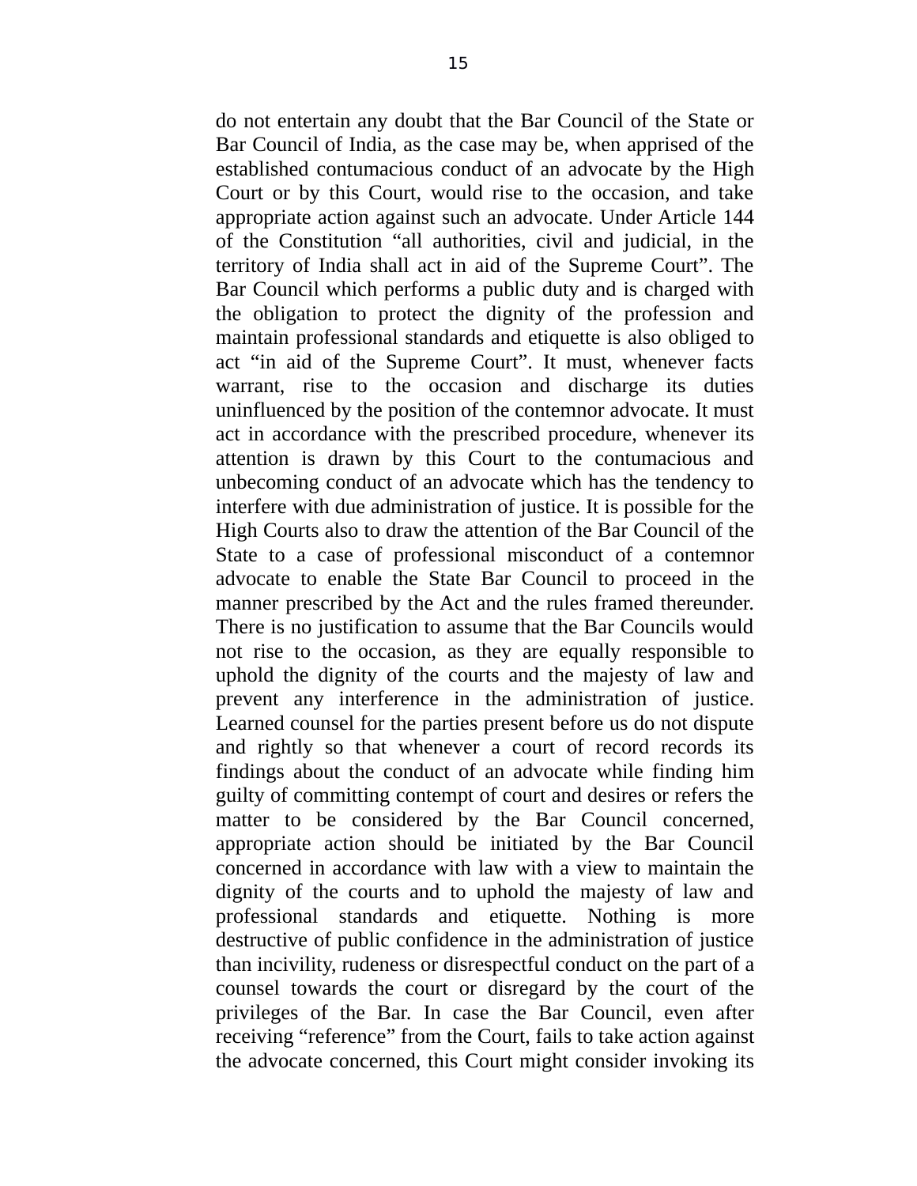do not entertain any doubt that the Bar Council of the State or Bar Council of India, as the case may be, when apprised of the established contumacious conduct of an advocate by the High Court or by this Court, would rise to the occasion, and take appropriate action against such an advocate. Under Article 144 of the Constitution "all authorities, civil and judicial, in the territory of India shall act in aid of the Supreme Court". The Bar Council which performs a public duty and is charged with the obligation to protect the dignity of the profession and maintain professional standards and etiquette is also obliged to act "in aid of the Supreme Court". It must, whenever facts warrant, rise to the occasion and discharge its duties uninfluenced by the position of the contemnor advocate. It must act in accordance with the prescribed procedure, whenever its attention is drawn by this Court to the contumacious and unbecoming conduct of an advocate which has the tendency to interfere with due administration of justice. It is possible for the High Courts also to draw the attention of the Bar Council of the State to a case of professional misconduct of a contemnor advocate to enable the State Bar Council to proceed in the manner prescribed by the Act and the rules framed thereunder. There is no justification to assume that the Bar Councils would not rise to the occasion, as they are equally responsible to uphold the dignity of the courts and the majesty of law and prevent any interference in the administration of justice. Learned counsel for the parties present before us do not dispute and rightly so that whenever a court of record records its findings about the conduct of an advocate while finding him guilty of committing contempt of court and desires or refers the matter to be considered by the Bar Council concerned, appropriate action should be initiated by the Bar Council concerned in accordance with law with a view to maintain the dignity of the courts and to uphold the majesty of law and professional standards and etiquette. Nothing is more destructive of public confidence in the administration of justice than incivility, rudeness or disrespectful conduct on the part of a counsel towards the court or disregard by the court of the privileges of the Bar. In case the Bar Council, even after receiving "reference" from the Court, fails to take action against the advocate concerned, this Court might consider invoking its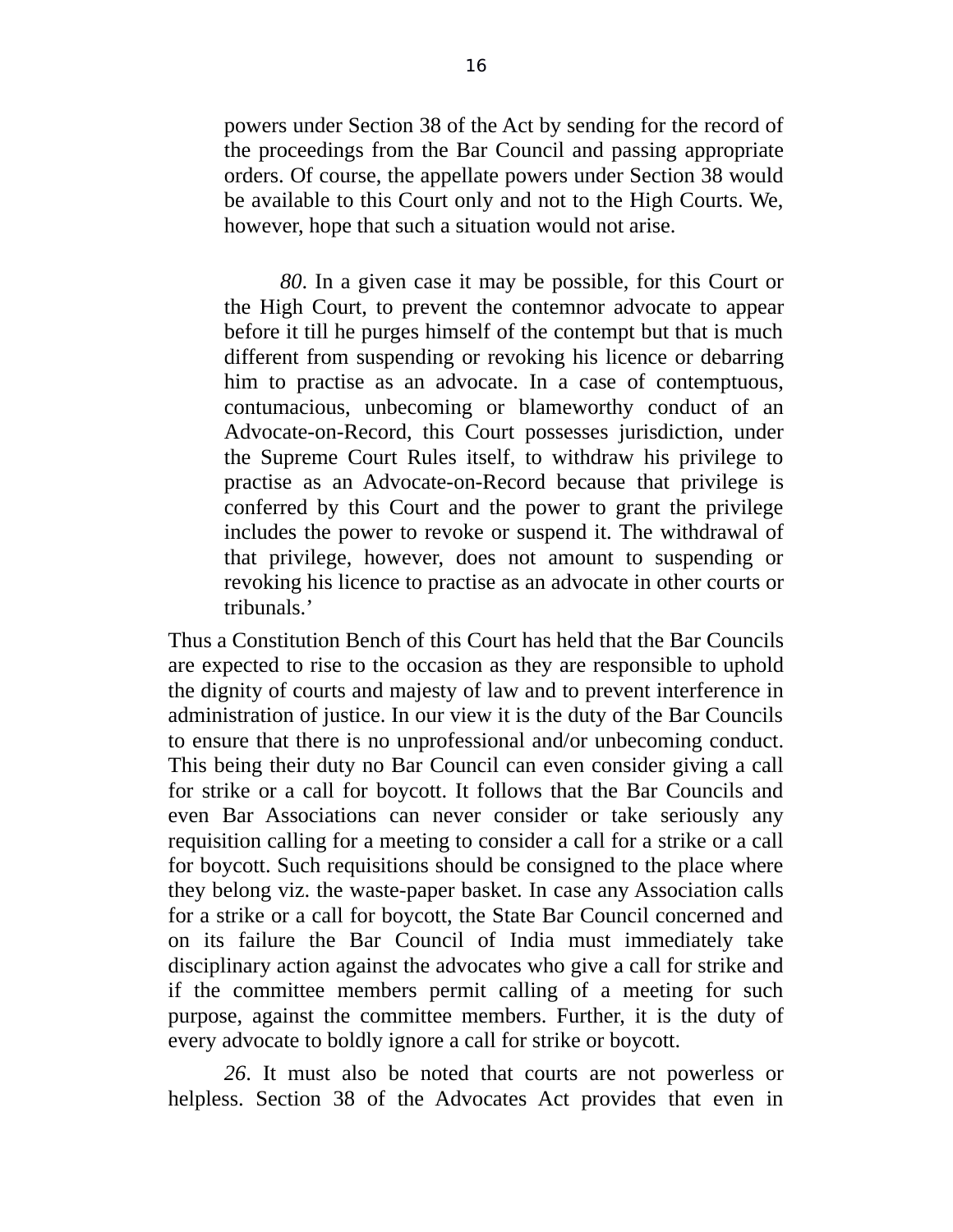> powers under Section 38 of the Act by sending for the record of the proceedings from the Bar Council and passing appropriate orders. Of course, the appellate powers under Section 38 would be available to this Court only and not to the High Courts. We, however, hope that such a situation would not arise.
>
> *80*. In a given case it may be possible, for this Court or the High Court, to prevent the contemnor advocate to appear before it till he purges himself of the contempt but that is much different from suspending or revoking his licence or debarring him to practise as an advocate. In a case of contemptuous, contumacious, unbecoming or blameworthy conduct of an Advocate-on-Record, this Court possesses jurisdiction, under the Supreme Court Rules itself, to withdraw his privilege to practise as an Advocate-on-Record because that privilege is conferred by this Court and the power to grant the privilege includes the power to revoke or suspend it. The withdrawal of that privilege, however, does not amount to suspending or revoking his licence to practise as an advocate in other courts or tribunals.'

Thus a Constitution Bench of this Court has held that the Bar Councils are expected to rise to the occasion as they are responsible to uphold the dignity of courts and majesty of law and to prevent interference in administration of justice. In our view it is the duty of the Bar Councils to ensure that there is no unprofessional and/or unbecoming conduct. This being their duty no Bar Council can even consider giving a call for strike or a call for boycott. It follows that the Bar Councils and even Bar Associations can never consider or take seriously any requisition calling for a meeting to consider a call for a strike or a call for boycott. Such requisitions should be consigned to the place where they belong viz. the waste-paper basket. In case any Association calls for a strike or a call for boycott, the State Bar Council concerned and on its failure the Bar Council of India must immediately take disciplinary action against the advocates who give a call for strike and if the committee members permit calling of a meeting for such purpose, against the committee members. Further, it is the duty of every advocate to boldly ignore a call for strike or boycott.

*26*. It must also be noted that courts are not powerless or helpless. Section 38 of the Advocates Act provides that even in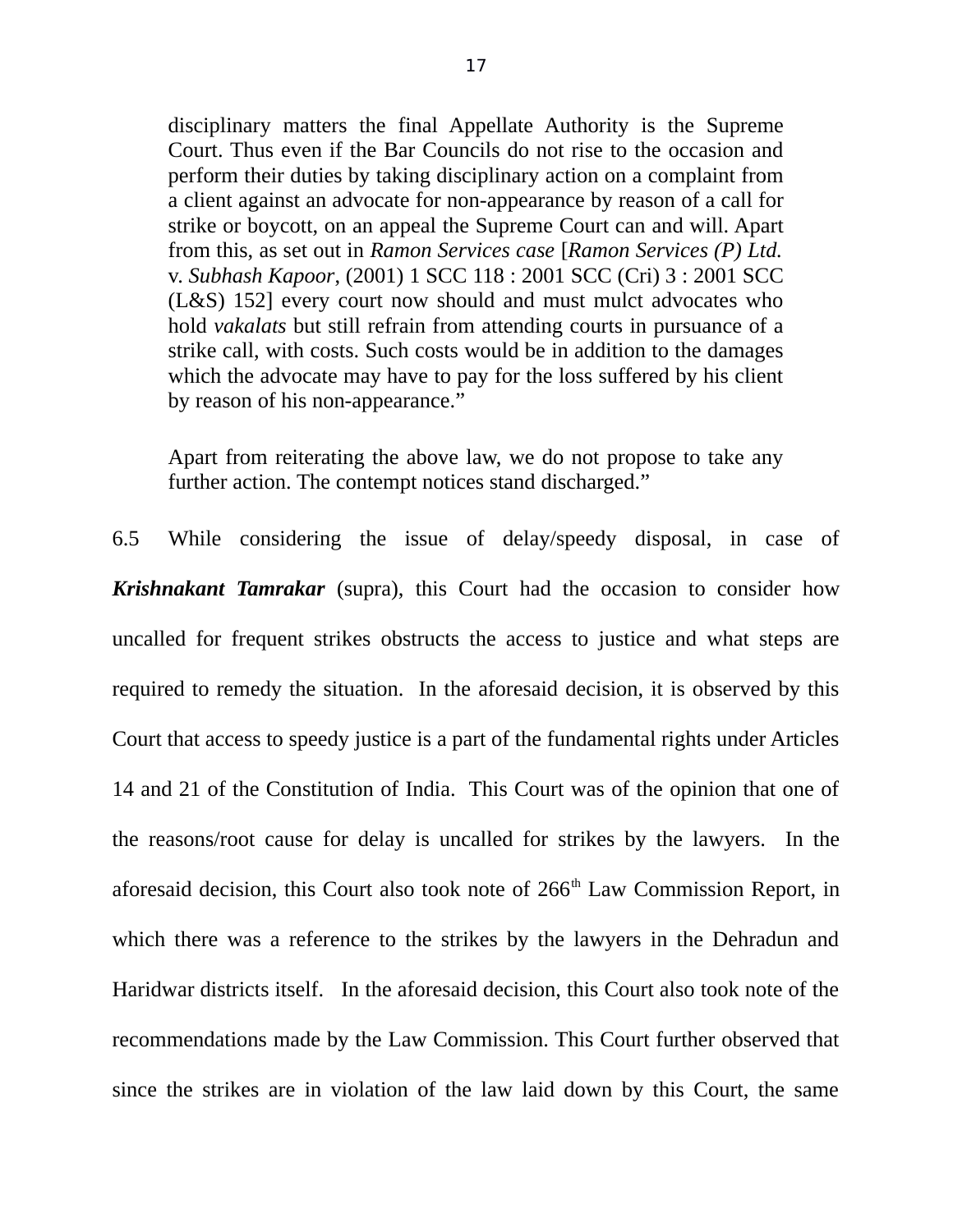> disciplinary matters the final Appellate Authority is the Supreme Court. Thus even if the Bar Councils do not rise to the occasion and perform their duties by taking disciplinary action on a complaint from a client against an advocate for non-appearance by reason of a call for strike or boycott, on an appeal the Supreme Court can and will. Apart from this, as set out in *Ramon Services case* [*Ramon Services (P) Ltd.* v. *Subhash Kapoor*, (2001) 1 SCC 118 : 2001 SCC (Cri) 3 : 2001 SCC (L&S) 152] every court now should and must mulct advocates who hold *vakalats* but still refrain from attending courts in pursuance of a strike call, with costs. Such costs would be in addition to the damages which the advocate may have to pay for the loss suffered by his client by reason of his non-appearance."
>
> Apart from reiterating the above law, we do not propose to take any further action. The contempt notices stand discharged."

6.5 While considering the issue of delay/speedy disposal, in case of ***Krishnakant Tamrakar*** (supra), this Court had the occasion to consider how uncalled for frequent strikes obstructs the access to justice and what steps are required to remedy the situation. In the aforesaid decision, it is observed by this Court that access to speedy justice is a part of the fundamental rights under Articles 14 and 21 of the Constitution of India. This Court was of the opinion that one of the reasons/root cause for delay is uncalled for strikes by the lawyers. In the aforesaid decision, this Court also took note of 266th Law Commission Report, in which there was a reference to the strikes by the lawyers in the Dehradun and Haridwar districts itself. In the aforesaid decision, this Court also took note of the recommendations made by the Law Commission. This Court further observed that since the strikes are in violation of the law laid down by this Court, the same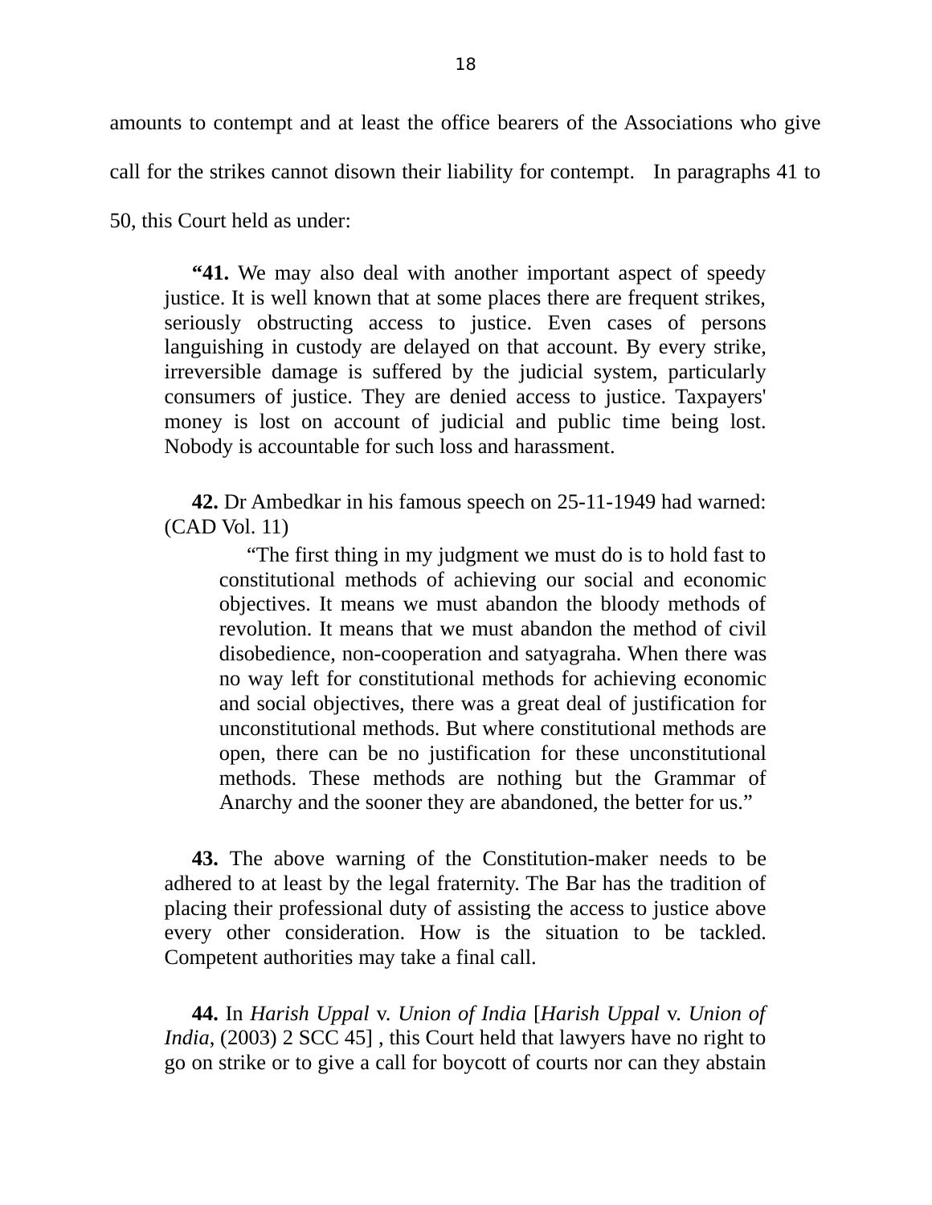amounts to contempt and at least the office bearers of the Associations who give call for the strikes cannot disown their liability for contempt. In paragraphs 41 to 50, this Court held as under:

> **"41.** We may also deal with another important aspect of speedy justice. It is well known that at some places there are frequent strikes, seriously obstructing access to justice. Even cases of persons languishing in custody are delayed on that account. By every strike, irreversible damage is suffered by the judicial system, particularly consumers of justice. They are denied access to justice. Taxpayers' money is lost on account of judicial and public time being lost. Nobody is accountable for such loss and harassment.
>
> **42.** Dr Ambedkar in his famous speech on 25-11-1949 had warned: (CAD Vol. 11)
>
> > "The first thing in my judgment we must do is to hold fast to constitutional methods of achieving our social and economic objectives. It means we must abandon the bloody methods of revolution. It means that we must abandon the method of civil disobedience, non-cooperation and satyagraha. When there was no way left for constitutional methods for achieving economic and social objectives, there was a great deal of justification for unconstitutional methods. But where constitutional methods are open, there can be no justification for these unconstitutional methods. These methods are nothing but the Grammar of Anarchy and the sooner they are abandoned, the better for us."
>
> **43.** The above warning of the Constitution-maker needs to be adhered to at least by the legal fraternity. The Bar has the tradition of placing their professional duty of assisting the access to justice above every other consideration. How is the situation to be tackled. Competent authorities may take a final call.
>
> **44.** In *Harish Uppal* v. *Union of India* [*Harish Uppal* v. *Union of India*, (2003) 2 SCC 45] , this Court held that lawyers have no right to go on strike or to give a call for boycott of courts nor can they abstain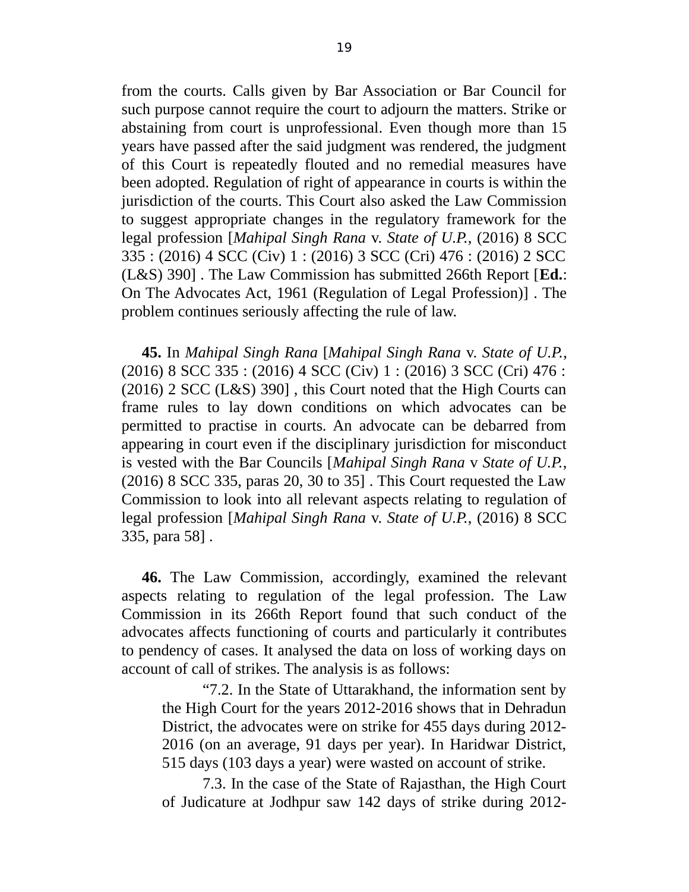from the courts. Calls given by Bar Association or Bar Council for such purpose cannot require the court to adjourn the matters. Strike or abstaining from court is unprofessional. Even though more than 15 years have passed after the said judgment was rendered, the judgment of this Court is repeatedly flouted and no remedial measures have been adopted. Regulation of right of appearance in courts is within the jurisdiction of the courts. This Court also asked the Law Commission to suggest appropriate changes in the regulatory framework for the legal profession [*Mahipal Singh Rana* v. *State of U.P.*, (2016) 8 SCC 335 : (2016) 4 SCC (Civ) 1 : (2016) 3 SCC (Cri) 476 : (2016) 2 SCC (L&S) 390] . The Law Commission has submitted 266th Report [**Ed.**: On The Advocates Act, 1961 (Regulation of Legal Profession)] . The problem continues seriously affecting the rule of law.

**45.** In *Mahipal Singh Rana* [*Mahipal Singh Rana* v. *State of U.P.*, (2016) 8 SCC 335 : (2016) 4 SCC (Civ) 1 : (2016) 3 SCC (Cri) 476 : (2016) 2 SCC (L&S) 390] , this Court noted that the High Courts can frame rules to lay down conditions on which advocates can be permitted to practise in courts. An advocate can be debarred from appearing in court even if the disciplinary jurisdiction for misconduct is vested with the Bar Councils [*Mahipal Singh Rana* v *State of U.P.*, (2016) 8 SCC 335, paras 20, 30 to 35] . This Court requested the Law Commission to look into all relevant aspects relating to regulation of legal profession [*Mahipal Singh Rana* v. *State of U.P.*, (2016) 8 SCC 335, para 58] .

**46.** The Law Commission, accordingly, examined the relevant aspects relating to regulation of the legal profession. The Law Commission in its 266th Report found that such conduct of the advocates affects functioning of courts and particularly it contributes to pendency of cases. It analysed the data on loss of working days on account of call of strikes. The analysis is as follows:

> "7.2. In the State of Uttarakhand, the information sent by the High Court for the years 2012-2016 shows that in Dehradun District, the advocates were on strike for 455 days during 2012-2016 (on an average, 91 days per year). In Haridwar District, 515 days (103 days a year) were wasted on account of strike.
>
> 7.3. In the case of the State of Rajasthan, the High Court of Judicature at Jodhpur saw 142 days of strike during 2012-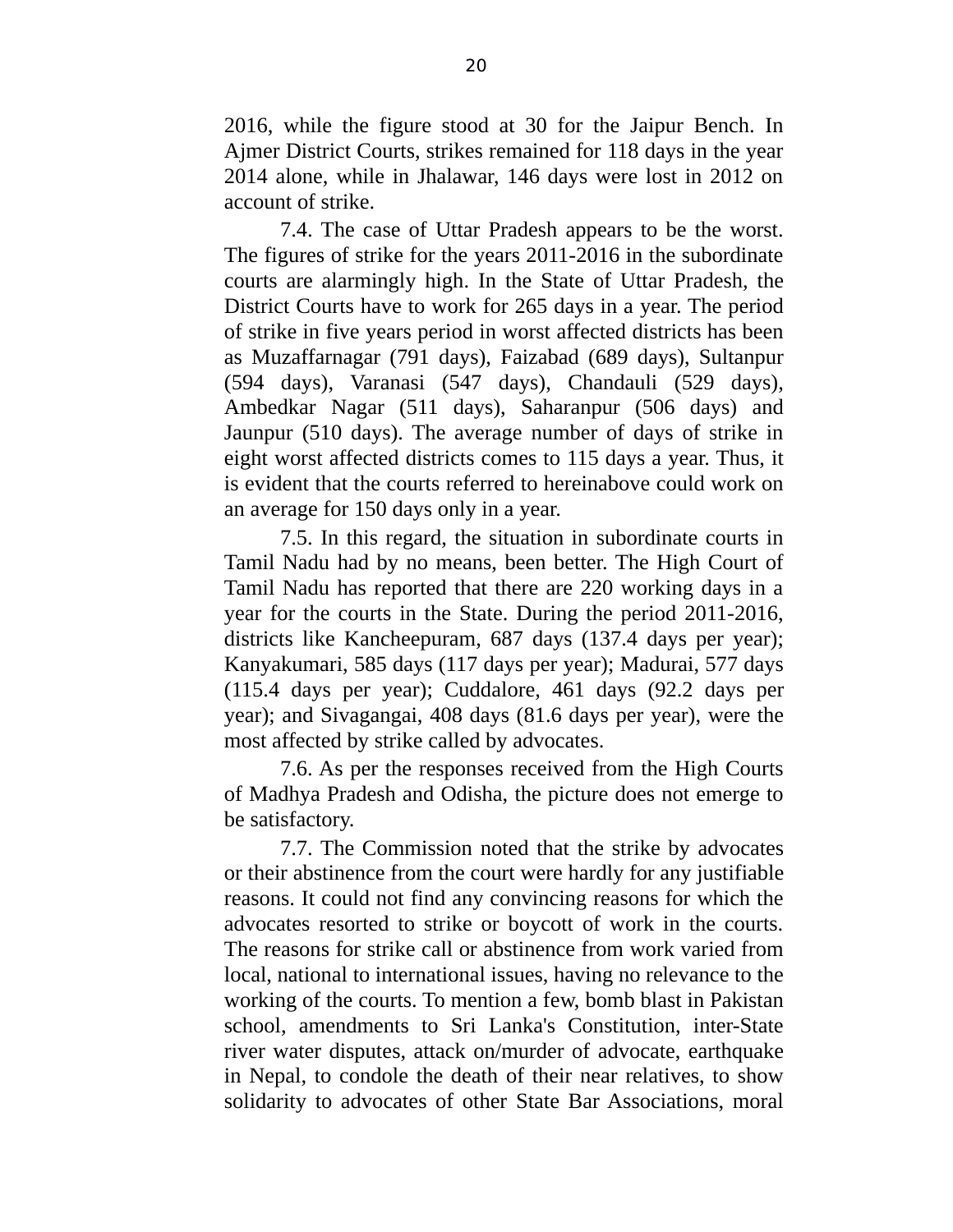2016, while the figure stood at 30 for the Jaipur Bench. In Ajmer District Courts, strikes remained for 118 days in the year 2014 alone, while in Jhalawar, 146 days were lost in 2012 on account of strike.

7.4. The case of Uttar Pradesh appears to be the worst. The figures of strike for the years 2011-2016 in the subordinate courts are alarmingly high. In the State of Uttar Pradesh, the District Courts have to work for 265 days in a year. The period of strike in five years period in worst affected districts has been as Muzaffarnagar (791 days), Faizabad (689 days), Sultanpur (594 days), Varanasi (547 days), Chandauli (529 days), Ambedkar Nagar (511 days), Saharanpur (506 days) and Jaunpur (510 days). The average number of days of strike in eight worst affected districts comes to 115 days a year. Thus, it is evident that the courts referred to hereinabove could work on an average for 150 days only in a year.

7.5. In this regard, the situation in subordinate courts in Tamil Nadu had by no means, been better. The High Court of Tamil Nadu has reported that there are 220 working days in a year for the courts in the State. During the period 2011-2016, districts like Kancheepuram, 687 days (137.4 days per year); Kanyakumari, 585 days (117 days per year); Madurai, 577 days (115.4 days per year); Cuddalore, 461 days (92.2 days per year); and Sivagangai, 408 days (81.6 days per year), were the most affected by strike called by advocates.

7.6. As per the responses received from the High Courts of Madhya Pradesh and Odisha, the picture does not emerge to be satisfactory.

7.7. The Commission noted that the strike by advocates or their abstinence from the court were hardly for any justifiable reasons. It could not find any convincing reasons for which the advocates resorted to strike or boycott of work in the courts. The reasons for strike call or abstinence from work varied from local, national to international issues, having no relevance to the working of the courts. To mention a few, bomb blast in Pakistan school, amendments to Sri Lanka's Constitution, inter-State river water disputes, attack on/murder of advocate, earthquake in Nepal, to condole the death of their near relatives, to show solidarity to advocates of other State Bar Associations, moral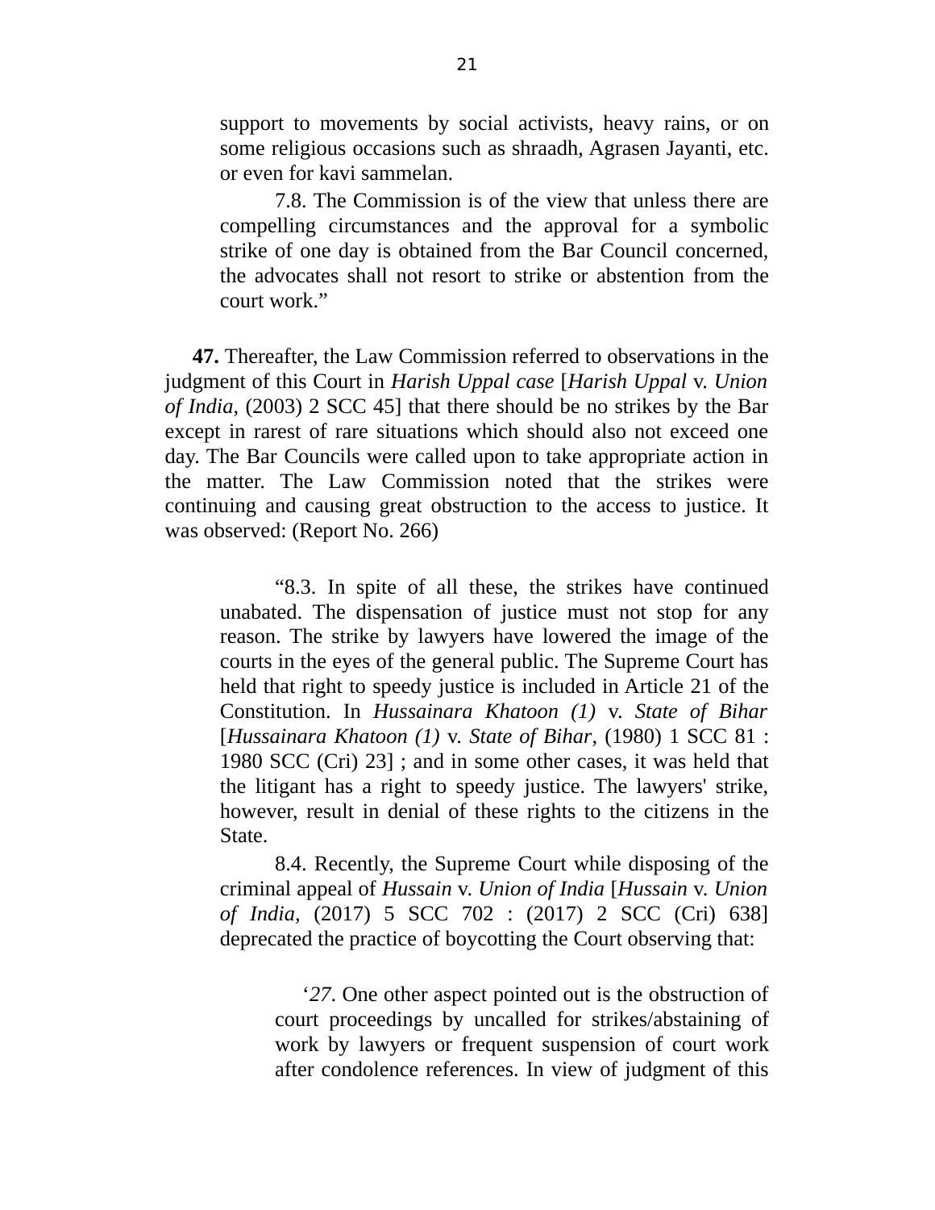support to movements by social activists, heavy rains, or on some religious occasions such as shraadh, Agrasen Jayanti, etc. or even for kavi sammelan.

> 7.8. The Commission is of the view that unless there are compelling circumstances and the approval for a symbolic strike of one day is obtained from the Bar Council concerned, the advocates shall not resort to strike or abstention from the court work."

**47.** Thereafter, the Law Commission referred to observations in the judgment of this Court in *Harish Uppal case* [*Harish Uppal* v. *Union of India*, (2003) 2 SCC 45] that there should be no strikes by the Bar except in rarest of rare situations which should also not exceed one day. The Bar Councils were called upon to take appropriate action in the matter. The Law Commission noted that the strikes were continuing and causing great obstruction to the access to justice. It was observed: (Report No. 266)

> "8.3. In spite of all these, the strikes have continued unabated. The dispensation of justice must not stop for any reason. The strike by lawyers have lowered the image of the courts in the eyes of the general public. The Supreme Court has held that right to speedy justice is included in Article 21 of the Constitution. In *Hussainara Khatoon (1)* v. *State of Bihar* [*Hussainara Khatoon (1)* v. *State of Bihar*, (1980) 1 SCC 81 : 1980 SCC (Cri) 23] ; and in some other cases, it was held that the litigant has a right to speedy justice. The lawyers' strike, however, result in denial of these rights to the citizens in the State.
>
> 8.4. Recently, the Supreme Court while disposing of the criminal appeal of *Hussain* v. *Union of India* [*Hussain* v. *Union of India*, (2017) 5 SCC 702 : (2017) 2 SCC (Cri) 638] deprecated the practice of boycotting the Court observing that:
>
> > '*27*. One other aspect pointed out is the obstruction of court proceedings by uncalled for strikes/abstaining of work by lawyers or frequent suspension of court work after condolence references. In view of judgment of this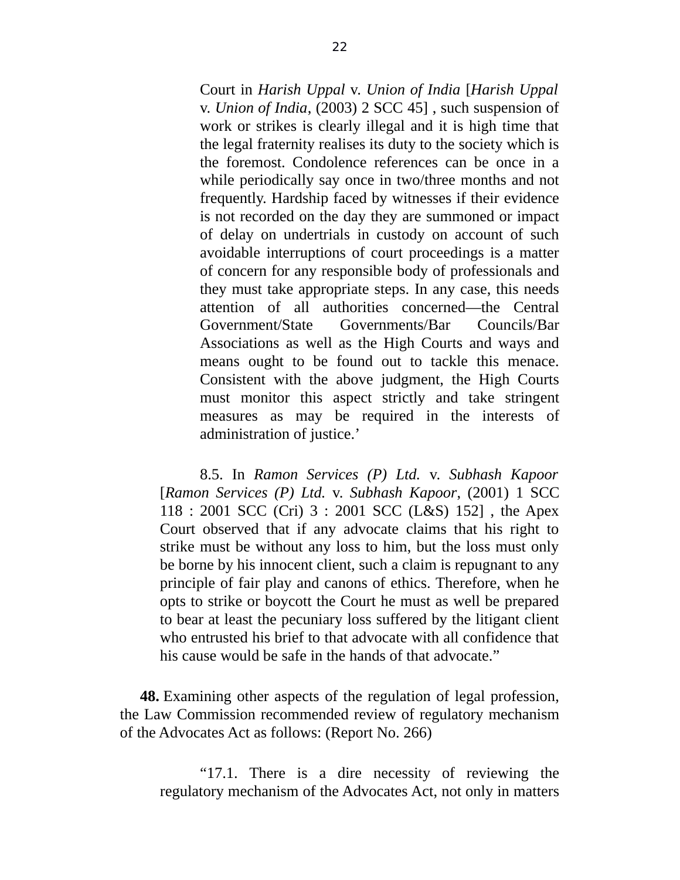> > Court in *Harish Uppal* v. *Union of India* [*Harish Uppal* v. *Union of India*, (2003) 2 SCC 45] , such suspension of work or strikes is clearly illegal and it is high time that the legal fraternity realises its duty to the society which is the foremost. Condolence references can be once in a while periodically say once in two/three months and not frequently. Hardship faced by witnesses if their evidence is not recorded on the day they are summoned or impact of delay on undertrials in custody on account of such avoidable interruptions of court proceedings is a matter of concern for any responsible body of professionals and they must take appropriate steps. In any case, this needs attention of all authorities concerned—the Central Government/State Governments/Bar Councils/Bar Associations as well as the High Courts and ways and means ought to be found out to tackle this menace. Consistent with the above judgment, the High Courts must monitor this aspect strictly and take stringent measures as may be required in the interests of administration of justice.'
>
> 8.5. In *Ramon Services (P) Ltd.* v. *Subhash Kapoor* [*Ramon Services (P) Ltd.* v. *Subhash Kapoor*, (2001) 1 SCC 118 : 2001 SCC (Cri) 3 : 2001 SCC (L&S) 152] , the Apex Court observed that if any advocate claims that his right to strike must be without any loss to him, but the loss must only be borne by his innocent client, such a claim is repugnant to any principle of fair play and canons of ethics. Therefore, when he opts to strike or boycott the Court he must as well be prepared to bear at least the pecuniary loss suffered by the litigant client who entrusted his brief to that advocate with all confidence that his cause would be safe in the hands of that advocate."

**48.** Examining other aspects of the regulation of legal profession, the Law Commission recommended review of regulatory mechanism of the Advocates Act as follows: (Report No. 266)

> "17.1. There is a dire necessity of reviewing the regulatory mechanism of the Advocates Act, not only in matters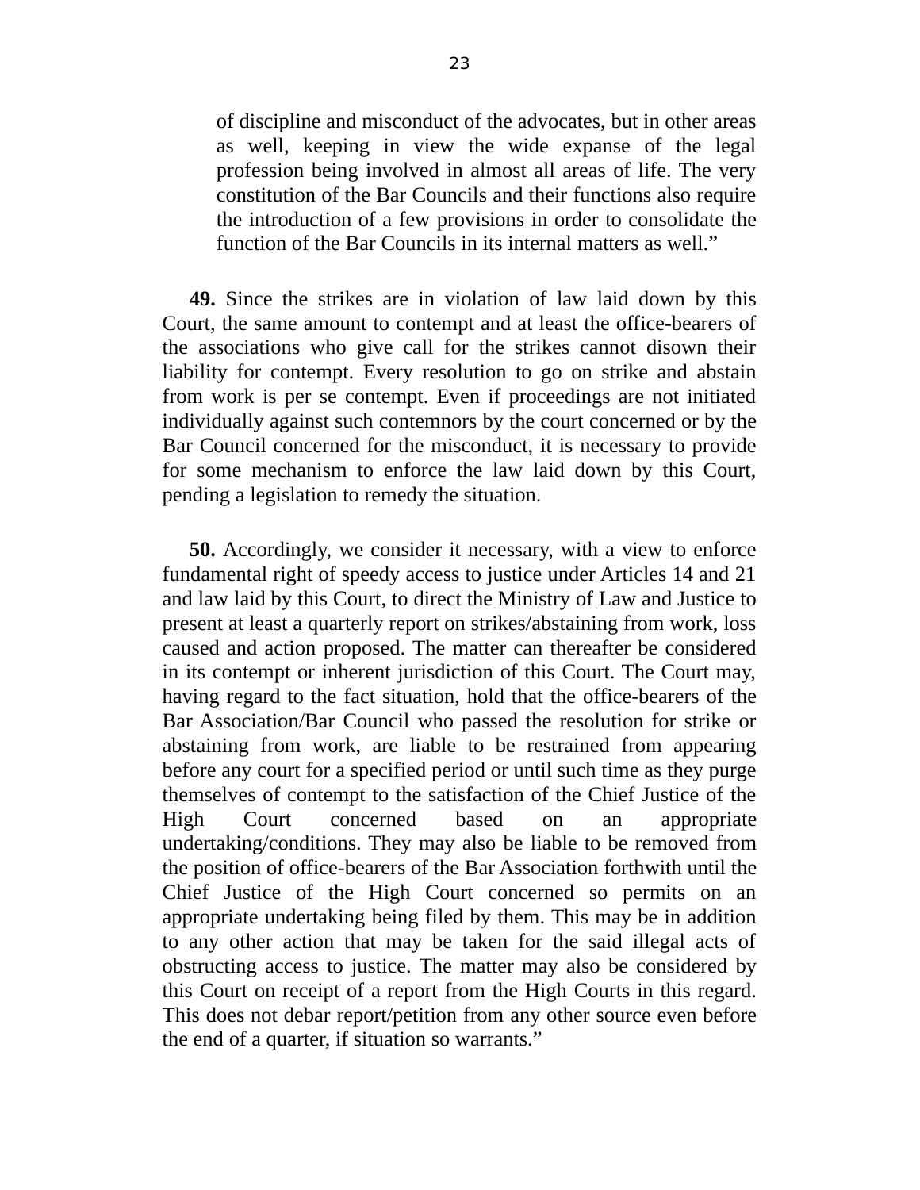> of discipline and misconduct of the advocates, but in other areas as well, keeping in view the wide expanse of the legal profession being involved in almost all areas of life. The very constitution of the Bar Councils and their functions also require the introduction of a few provisions in order to consolidate the function of the Bar Councils in its internal matters as well."

**49.** Since the strikes are in violation of law laid down by this Court, the same amount to contempt and at least the office-bearers of the associations who give call for the strikes cannot disown their liability for contempt. Every resolution to go on strike and abstain from work is per se contempt. Even if proceedings are not initiated individually against such contemnors by the court concerned or by the Bar Council concerned for the misconduct, it is necessary to provide for some mechanism to enforce the law laid down by this Court, pending a legislation to remedy the situation.

**50.** Accordingly, we consider it necessary, with a view to enforce fundamental right of speedy access to justice under Articles 14 and 21 and law laid by this Court, to direct the Ministry of Law and Justice to present at least a quarterly report on strikes/abstaining from work, loss caused and action proposed. The matter can thereafter be considered in its contempt or inherent jurisdiction of this Court. The Court may, having regard to the fact situation, hold that the office-bearers of the Bar Association/Bar Council who passed the resolution for strike or abstaining from work, are liable to be restrained from appearing before any court for a specified period or until such time as they purge themselves of contempt to the satisfaction of the Chief Justice of the High Court concerned based on an appropriate undertaking/conditions. They may also be liable to be removed from the position of office-bearers of the Bar Association forthwith until the Chief Justice of the High Court concerned so permits on an appropriate undertaking being filed by them. This may be in addition to any other action that may be taken for the said illegal acts of obstructing access to justice. The matter may also be considered by this Court on receipt of a report from the High Courts in this regard. This does not debar report/petition from any other source even before the end of a quarter, if situation so warrants."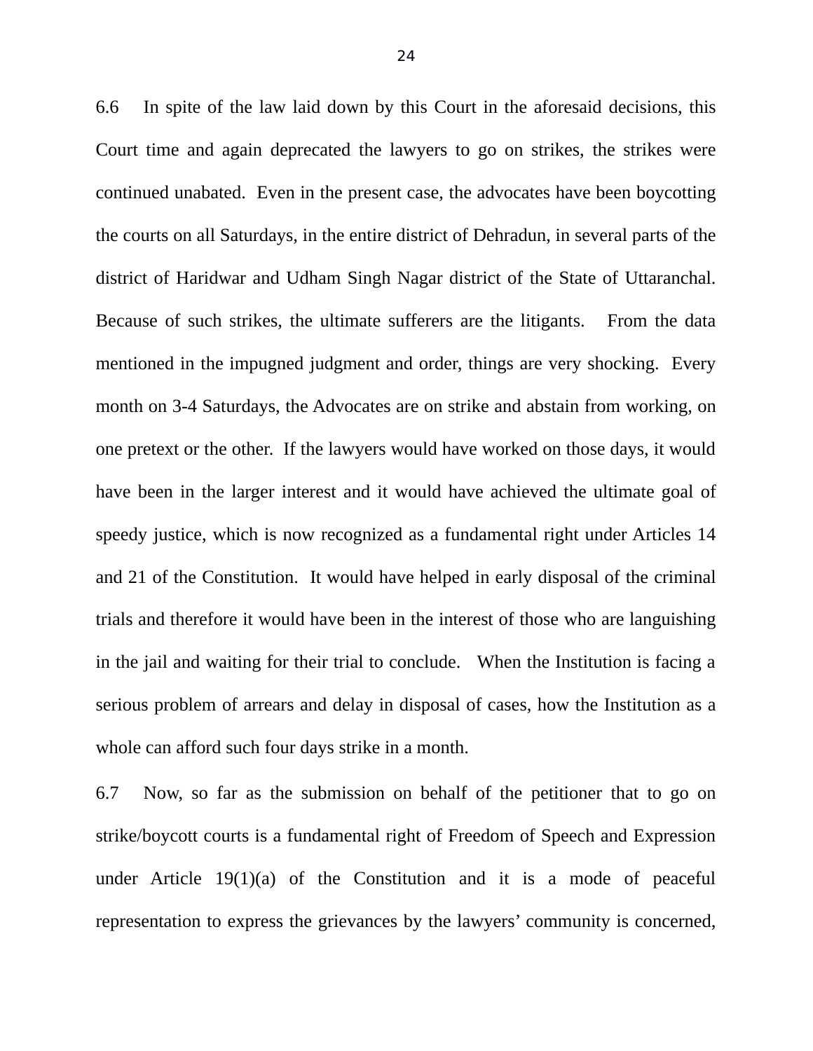6.6 In spite of the law laid down by this Court in the aforesaid decisions, this Court time and again deprecated the lawyers to go on strikes, the strikes were continued unabated. Even in the present case, the advocates have been boycotting the courts on all Saturdays, in the entire district of Dehradun, in several parts of the district of Haridwar and Udham Singh Nagar district of the State of Uttaranchal. Because of such strikes, the ultimate sufferers are the litigants. From the data mentioned in the impugned judgment and order, things are very shocking. Every month on 3-4 Saturdays, the Advocates are on strike and abstain from working, on one pretext or the other. If the lawyers would have worked on those days, it would have been in the larger interest and it would have achieved the ultimate goal of speedy justice, which is now recognized as a fundamental right under Articles 14 and 21 of the Constitution. It would have helped in early disposal of the criminal trials and therefore it would have been in the interest of those who are languishing in the jail and waiting for their trial to conclude. When the Institution is facing a serious problem of arrears and delay in disposal of cases, how the Institution as a whole can afford such four days strike in a month.

6.7 Now, so far as the submission on behalf of the petitioner that to go on strike/boycott courts is a fundamental right of Freedom of Speech and Expression under Article 19(1)(a) of the Constitution and it is a mode of peaceful representation to express the grievances by the lawyers' community is concerned,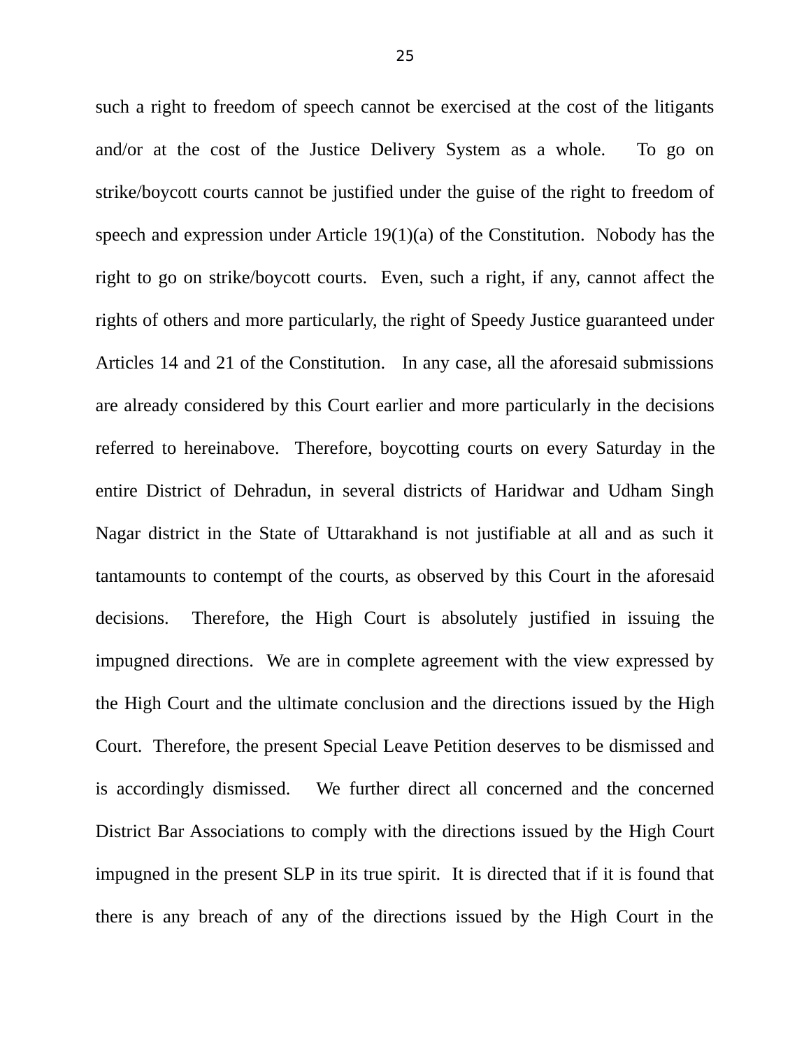such a right to freedom of speech cannot be exercised at the cost of the litigants and/or at the cost of the Justice Delivery System as a whole. To go on strike/boycott courts cannot be justified under the guise of the right to freedom of speech and expression under Article 19(1)(a) of the Constitution. Nobody has the right to go on strike/boycott courts. Even, such a right, if any, cannot affect the rights of others and more particularly, the right of Speedy Justice guaranteed under Articles 14 and 21 of the Constitution. In any case, all the aforesaid submissions are already considered by this Court earlier and more particularly in the decisions referred to hereinabove. Therefore, boycotting courts on every Saturday in the entire District of Dehradun, in several districts of Haridwar and Udham Singh Nagar district in the State of Uttarakhand is not justifiable at all and as such it tantamounts to contempt of the courts, as observed by this Court in the aforesaid decisions. Therefore, the High Court is absolutely justified in issuing the impugned directions. We are in complete agreement with the view expressed by the High Court and the ultimate conclusion and the directions issued by the High Court. Therefore, the present Special Leave Petition deserves to be dismissed and is accordingly dismissed. We further direct all concerned and the concerned District Bar Associations to comply with the directions issued by the High Court impugned in the present SLP in its true spirit. It is directed that if it is found that there is any breach of any of the directions issued by the High Court in the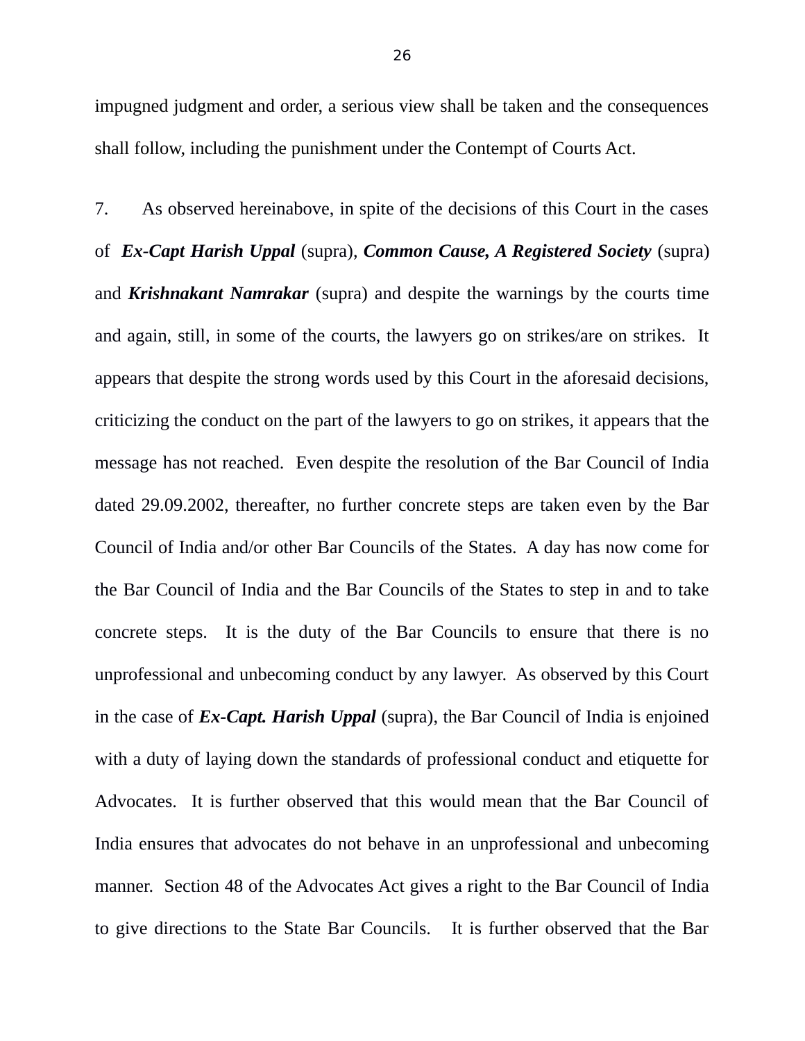impugned judgment and order, a serious view shall be taken and the consequences shall follow, including the punishment under the Contempt of Courts Act.

7. As observed hereinabove, in spite of the decisions of this Court in the cases of ***Ex-Capt Harish Uppal*** (supra), ***Common Cause, A Registered Society*** (supra) and ***Krishnakant Namrakar*** (supra) and despite the warnings by the courts time and again, still, in some of the courts, the lawyers go on strikes/are on strikes. It appears that despite the strong words used by this Court in the aforesaid decisions, criticizing the conduct on the part of the lawyers to go on strikes, it appears that the message has not reached. Even despite the resolution of the Bar Council of India dated 29.09.2002, thereafter, no further concrete steps are taken even by the Bar Council of India and/or other Bar Councils of the States. A day has now come for the Bar Council of India and the Bar Councils of the States to step in and to take concrete steps. It is the duty of the Bar Councils to ensure that there is no unprofessional and unbecoming conduct by any lawyer. As observed by this Court in the case of ***Ex-Capt. Harish Uppal*** (supra), the Bar Council of India is enjoined with a duty of laying down the standards of professional conduct and etiquette for Advocates. It is further observed that this would mean that the Bar Council of India ensures that advocates do not behave in an unprofessional and unbecoming manner. Section 48 of the Advocates Act gives a right to the Bar Council of India to give directions to the State Bar Councils. It is further observed that the Bar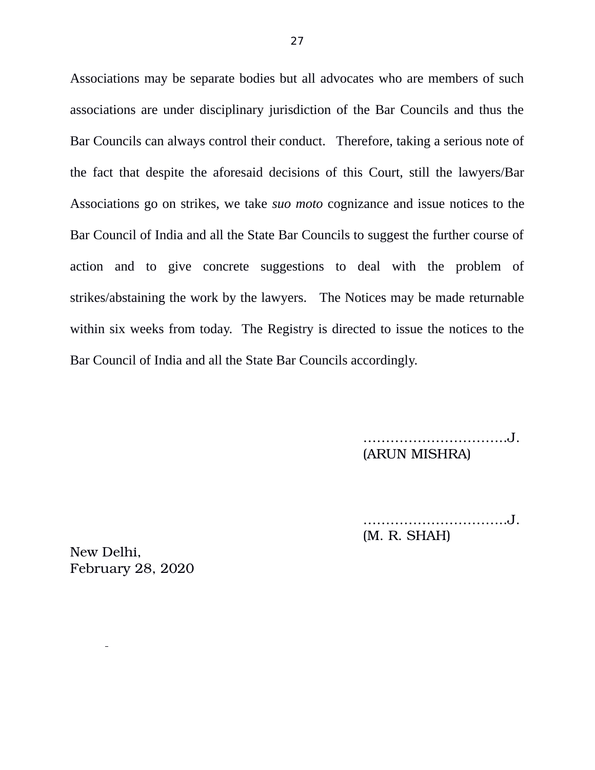Associations may be separate bodies but all advocates who are members of such associations are under disciplinary jurisdiction of the Bar Councils and thus the Bar Councils can always control their conduct. Therefore, taking a serious note of the fact that despite the aforesaid decisions of this Court, still the lawyers/Bar Associations go on strikes, we take *suo moto* cognizance and issue notices to the Bar Council of India and all the State Bar Councils to suggest the further course of action and to give concrete suggestions to deal with the problem of strikes/abstaining the work by the lawyers. The Notices may be made returnable within six weeks from today. The Registry is directed to issue the notices to the Bar Council of India and all the State Bar Councils accordingly.

………………………….J.
(ARUN MISHRA)

………………………….J.
(M. R. SHAH)

New Delhi,
February 28, 2020